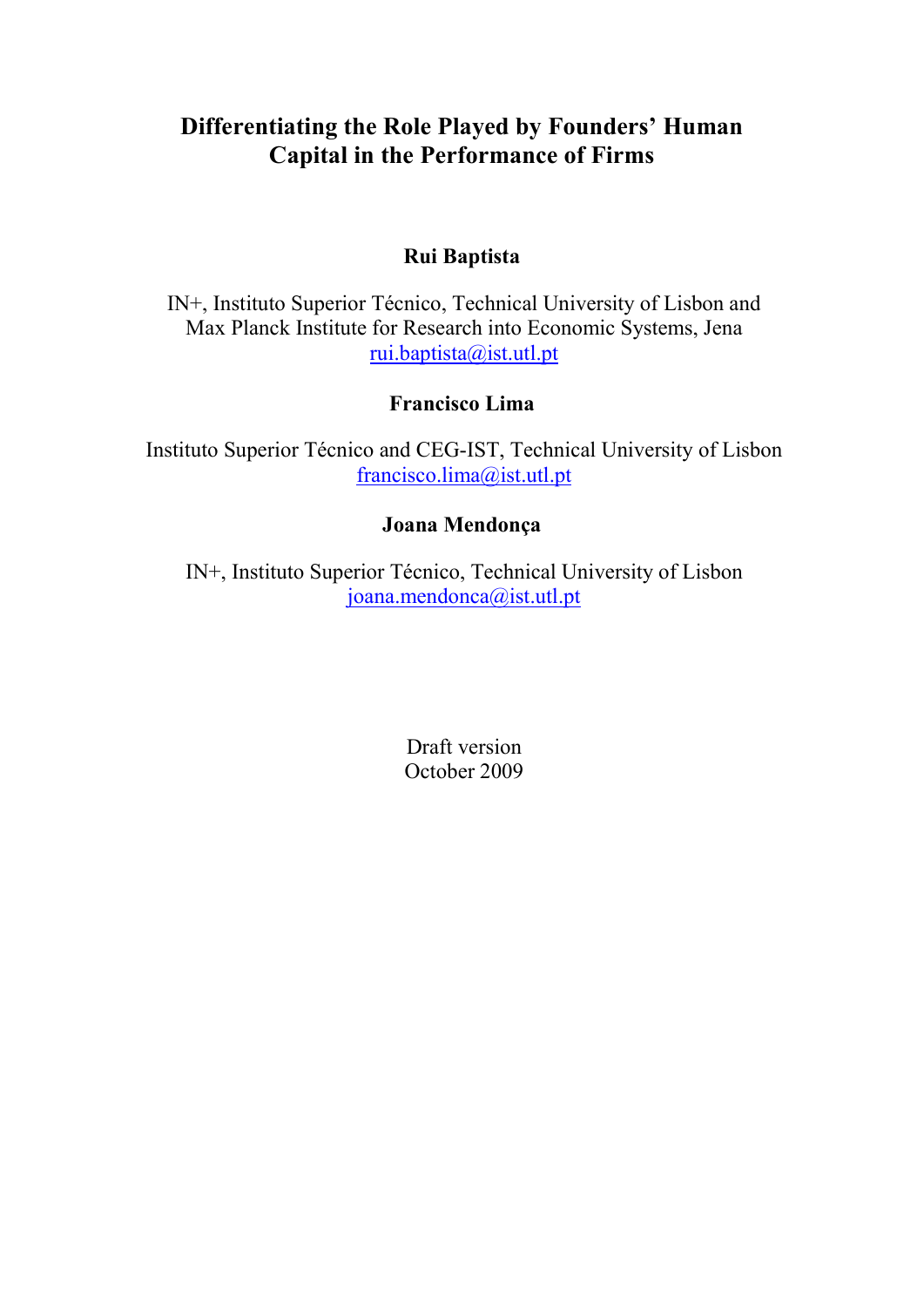# Differentiating the Role Played by Founders' Human Capital in the Performance of Firms

**Rui Baptista**

IN+, Instituto Superior Técnico, Technical University of Lisbon and Max Planck Institute for Research into Economic Systems, Jena
rui.baptista@ist.utl.pt

**Francisco Lima**

Instituto Superior Técnico and CEG-IST, Technical University of Lisbon
francisco.lima@ist.utl.pt

**Joana Mendonça**

IN+, Instituto Superior Técnico, Technical University of Lisbon
joana.mendonca@ist.utl.pt

Draft version
October 2009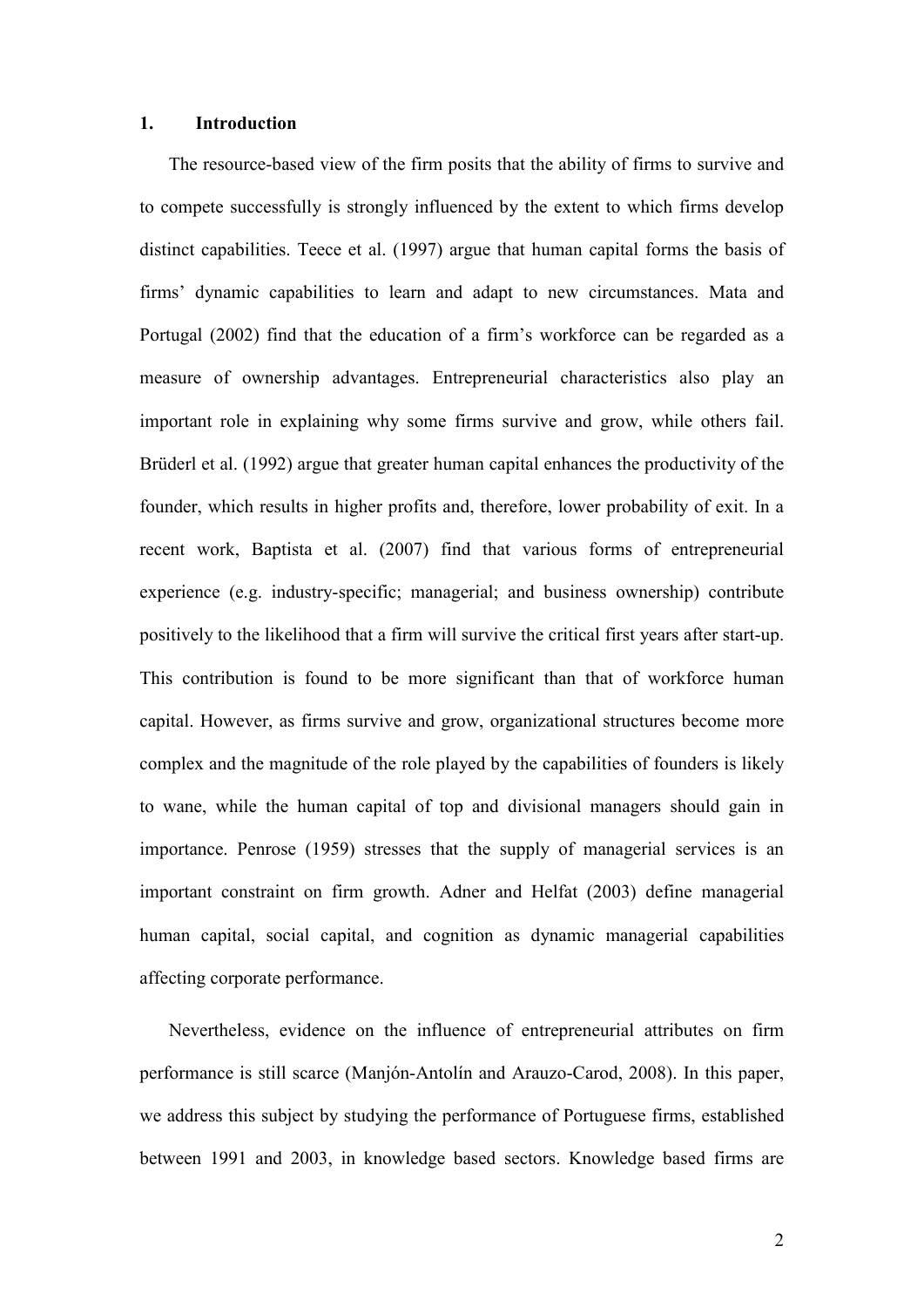## 1. Introduction

The resource-based view of the firm posits that the ability of firms to survive and to compete successfully is strongly influenced by the extent to which firms develop distinct capabilities. Teece et al. (1997) argue that human capital forms the basis of firms' dynamic capabilities to learn and adapt to new circumstances. Mata and Portugal (2002) find that the education of a firm's workforce can be regarded as a measure of ownership advantages. Entrepreneurial characteristics also play an important role in explaining why some firms survive and grow, while others fail. Brüderl et al. (1992) argue that greater human capital enhances the productivity of the founder, which results in higher profits and, therefore, lower probability of exit. In a recent work, Baptista et al. (2007) find that various forms of entrepreneurial experience (e.g. industry-specific; managerial; and business ownership) contribute positively to the likelihood that a firm will survive the critical first years after start-up. This contribution is found to be more significant than that of workforce human capital. However, as firms survive and grow, organizational structures become more complex and the magnitude of the role played by the capabilities of founders is likely to wane, while the human capital of top and divisional managers should gain in importance. Penrose (1959) stresses that the supply of managerial services is an important constraint on firm growth. Adner and Helfat (2003) define managerial human capital, social capital, and cognition as dynamic managerial capabilities affecting corporate performance.

Nevertheless, evidence on the influence of entrepreneurial attributes on firm performance is still scarce (Manjón-Antolín and Arauzo-Carod, 2008). In this paper, we address this subject by studying the performance of Portuguese firms, established between 1991 and 2003, in knowledge based sectors. Knowledge based firms are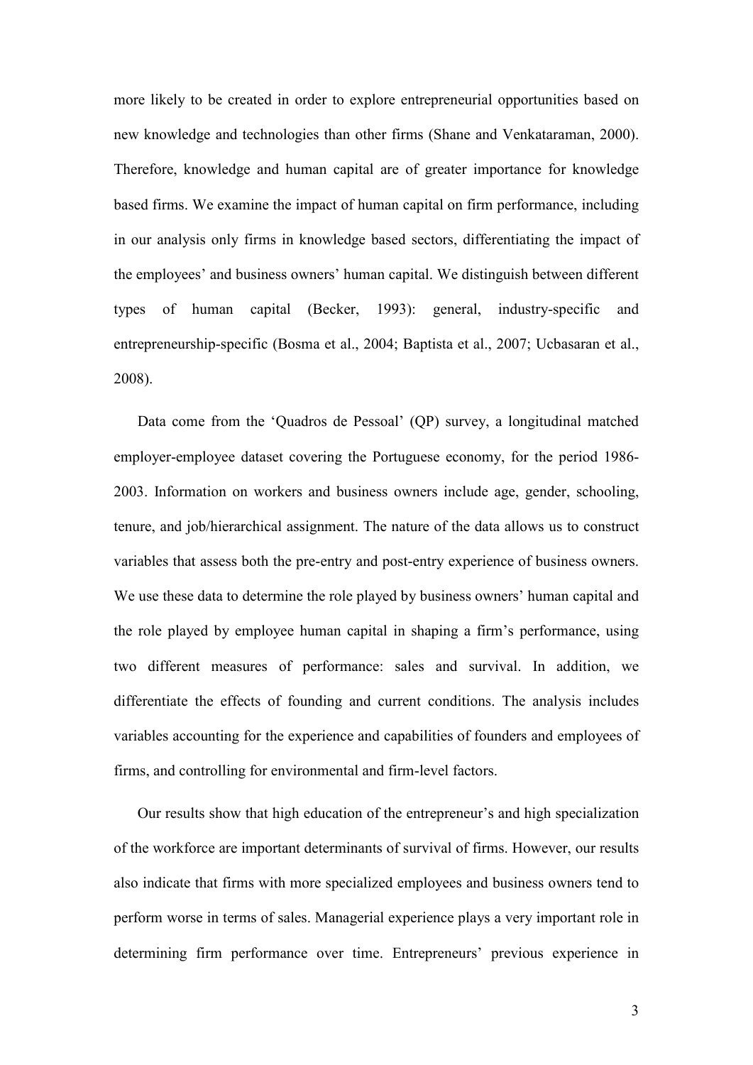more likely to be created in order to explore entrepreneurial opportunities based on new knowledge and technologies than other firms (Shane and Venkataraman, 2000). Therefore, knowledge and human capital are of greater importance for knowledge based firms. We examine the impact of human capital on firm performance, including in our analysis only firms in knowledge based sectors, differentiating the impact of the employees' and business owners' human capital. We distinguish between different types of human capital (Becker, 1993): general, industry-specific and entrepreneurship-specific (Bosma et al., 2004; Baptista et al., 2007; Ucbasaran et al., 2008).

Data come from the 'Quadros de Pessoal' (QP) survey, a longitudinal matched employer-employee dataset covering the Portuguese economy, for the period 1986-2003. Information on workers and business owners include age, gender, schooling, tenure, and job/hierarchical assignment. The nature of the data allows us to construct variables that assess both the pre-entry and post-entry experience of business owners. We use these data to determine the role played by business owners' human capital and the role played by employee human capital in shaping a firm's performance, using two different measures of performance: sales and survival. In addition, we differentiate the effects of founding and current conditions. The analysis includes variables accounting for the experience and capabilities of founders and employees of firms, and controlling for environmental and firm-level factors.

Our results show that high education of the entrepreneur's and high specialization of the workforce are important determinants of survival of firms. However, our results also indicate that firms with more specialized employees and business owners tend to perform worse in terms of sales. Managerial experience plays a very important role in determining firm performance over time. Entrepreneurs' previous experience in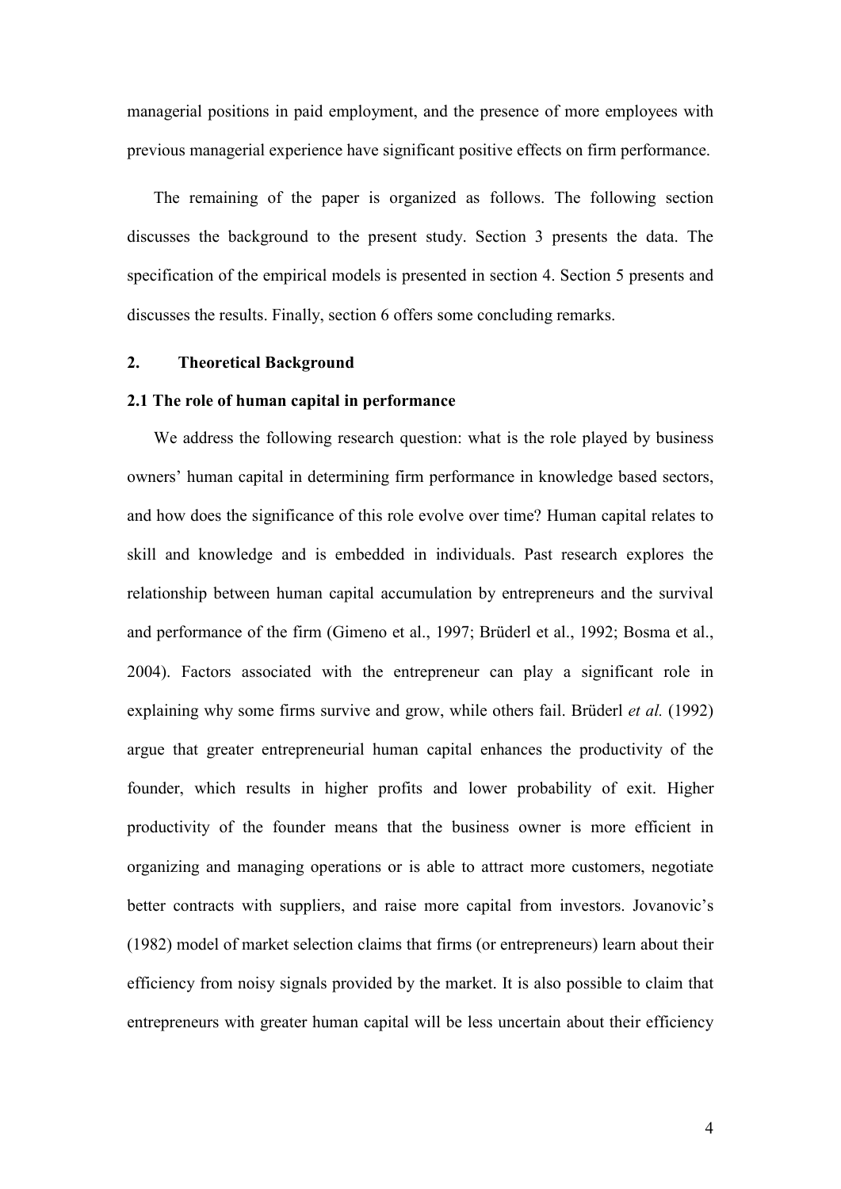managerial positions in paid employment, and the presence of more employees with previous managerial experience have significant positive effects on firm performance.

The remaining of the paper is organized as follows. The following section discusses the background to the present study. Section 3 presents the data. The specification of the empirical models is presented in section 4. Section 5 presents and discusses the results. Finally, section 6 offers some concluding remarks.

## 2. Theoretical Background

### 2.1 The role of human capital in performance

We address the following research question: what is the role played by business owners' human capital in determining firm performance in knowledge based sectors, and how does the significance of this role evolve over time? Human capital relates to skill and knowledge and is embedded in individuals. Past research explores the relationship between human capital accumulation by entrepreneurs and the survival and performance of the firm (Gimeno et al., 1997; Brüderl et al., 1992; Bosma et al., 2004). Factors associated with the entrepreneur can play a significant role in explaining why some firms survive and grow, while others fail. Brüderl *et al.* (1992) argue that greater entrepreneurial human capital enhances the productivity of the founder, which results in higher profits and lower probability of exit. Higher productivity of the founder means that the business owner is more efficient in organizing and managing operations or is able to attract more customers, negotiate better contracts with suppliers, and raise more capital from investors. Jovanovic's (1982) model of market selection claims that firms (or entrepreneurs) learn about their efficiency from noisy signals provided by the market. It is also possible to claim that entrepreneurs with greater human capital will be less uncertain about their efficiency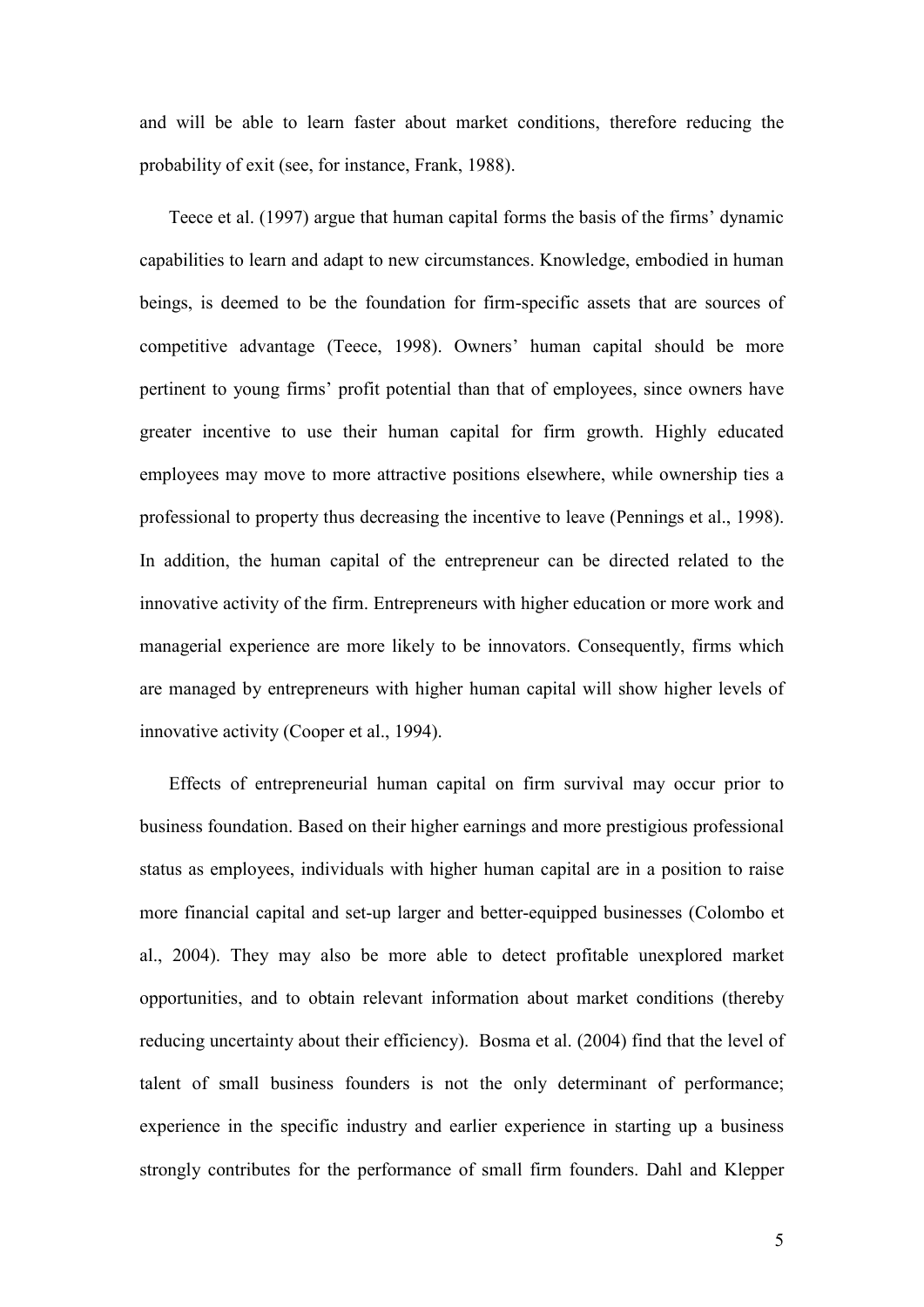and will be able to learn faster about market conditions, therefore reducing the probability of exit (see, for instance, Frank, 1988).

Teece et al. (1997) argue that human capital forms the basis of the firms' dynamic capabilities to learn and adapt to new circumstances. Knowledge, embodied in human beings, is deemed to be the foundation for firm-specific assets that are sources of competitive advantage (Teece, 1998). Owners' human capital should be more pertinent to young firms' profit potential than that of employees, since owners have greater incentive to use their human capital for firm growth. Highly educated employees may move to more attractive positions elsewhere, while ownership ties a professional to property thus decreasing the incentive to leave (Pennings et al., 1998). In addition, the human capital of the entrepreneur can be directed related to the innovative activity of the firm. Entrepreneurs with higher education or more work and managerial experience are more likely to be innovators. Consequently, firms which are managed by entrepreneurs with higher human capital will show higher levels of innovative activity (Cooper et al., 1994).

Effects of entrepreneurial human capital on firm survival may occur prior to business foundation. Based on their higher earnings and more prestigious professional status as employees, individuals with higher human capital are in a position to raise more financial capital and set-up larger and better-equipped businesses (Colombo et al., 2004). They may also be more able to detect profitable unexplored market opportunities, and to obtain relevant information about market conditions (thereby reducing uncertainty about their efficiency). Bosma et al. (2004) find that the level of talent of small business founders is not the only determinant of performance; experience in the specific industry and earlier experience in starting up a business strongly contributes for the performance of small firm founders. Dahl and Klepper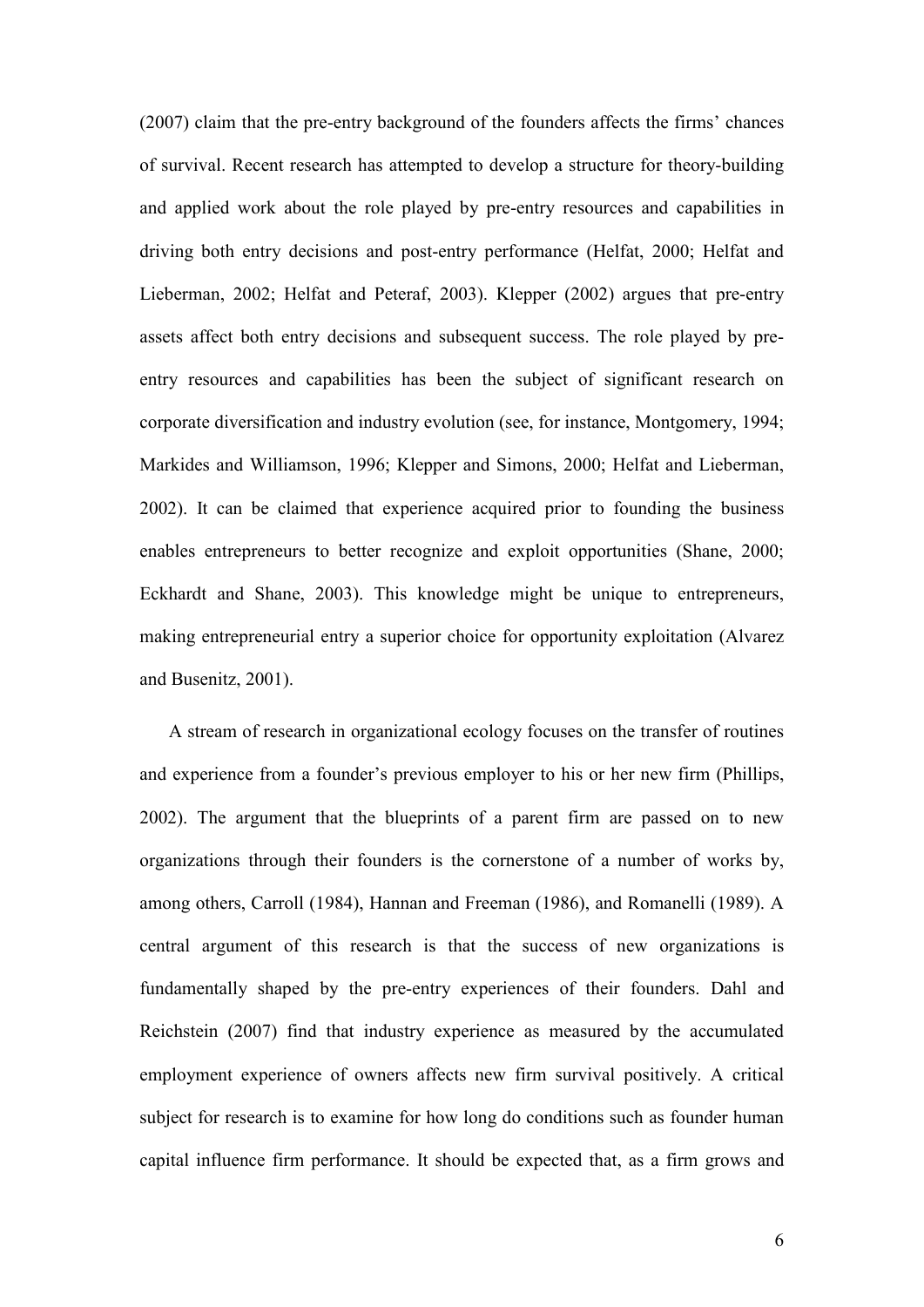(2007) claim that the pre-entry background of the founders affects the firms' chances of survival. Recent research has attempted to develop a structure for theory-building and applied work about the role played by pre-entry resources and capabilities in driving both entry decisions and post-entry performance (Helfat, 2000; Helfat and Lieberman, 2002; Helfat and Peteraf, 2003). Klepper (2002) argues that pre-entry assets affect both entry decisions and subsequent success. The role played by pre-entry resources and capabilities has been the subject of significant research on corporate diversification and industry evolution (see, for instance, Montgomery, 1994; Markides and Williamson, 1996; Klepper and Simons, 2000; Helfat and Lieberman, 2002). It can be claimed that experience acquired prior to founding the business enables entrepreneurs to better recognize and exploit opportunities (Shane, 2000; Eckhardt and Shane, 2003). This knowledge might be unique to entrepreneurs, making entrepreneurial entry a superior choice for opportunity exploitation (Alvarez and Busenitz, 2001).

A stream of research in organizational ecology focuses on the transfer of routines and experience from a founder's previous employer to his or her new firm (Phillips, 2002). The argument that the blueprints of a parent firm are passed on to new organizations through their founders is the cornerstone of a number of works by, among others, Carroll (1984), Hannan and Freeman (1986), and Romanelli (1989). A central argument of this research is that the success of new organizations is fundamentally shaped by the pre-entry experiences of their founders. Dahl and Reichstein (2007) find that industry experience as measured by the accumulated employment experience of owners affects new firm survival positively. A critical subject for research is to examine for how long do conditions such as founder human capital influence firm performance. It should be expected that, as a firm grows and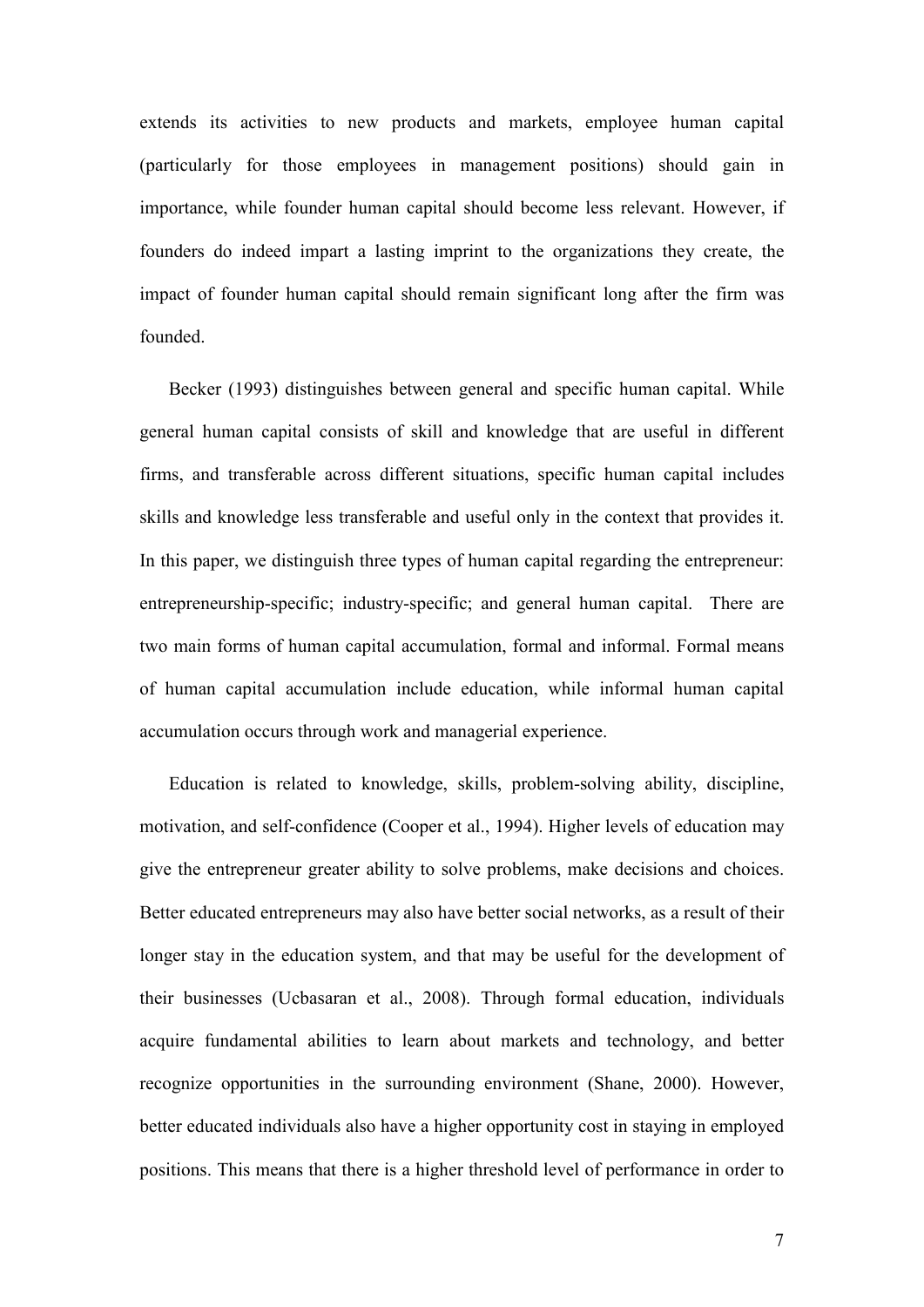extends its activities to new products and markets, employee human capital (particularly for those employees in management positions) should gain in importance, while founder human capital should become less relevant. However, if founders do indeed impart a lasting imprint to the organizations they create, the impact of founder human capital should remain significant long after the firm was founded.

Becker (1993) distinguishes between general and specific human capital. While general human capital consists of skill and knowledge that are useful in different firms, and transferable across different situations, specific human capital includes skills and knowledge less transferable and useful only in the context that provides it. In this paper, we distinguish three types of human capital regarding the entrepreneur: entrepreneurship-specific; industry-specific; and general human capital. There are two main forms of human capital accumulation, formal and informal. Formal means of human capital accumulation include education, while informal human capital accumulation occurs through work and managerial experience.

Education is related to knowledge, skills, problem-solving ability, discipline, motivation, and self-confidence (Cooper et al., 1994). Higher levels of education may give the entrepreneur greater ability to solve problems, make decisions and choices. Better educated entrepreneurs may also have better social networks, as a result of their longer stay in the education system, and that may be useful for the development of their businesses (Ucbasaran et al., 2008). Through formal education, individuals acquire fundamental abilities to learn about markets and technology, and better recognize opportunities in the surrounding environment (Shane, 2000). However, better educated individuals also have a higher opportunity cost in staying in employed positions. This means that there is a higher threshold level of performance in order to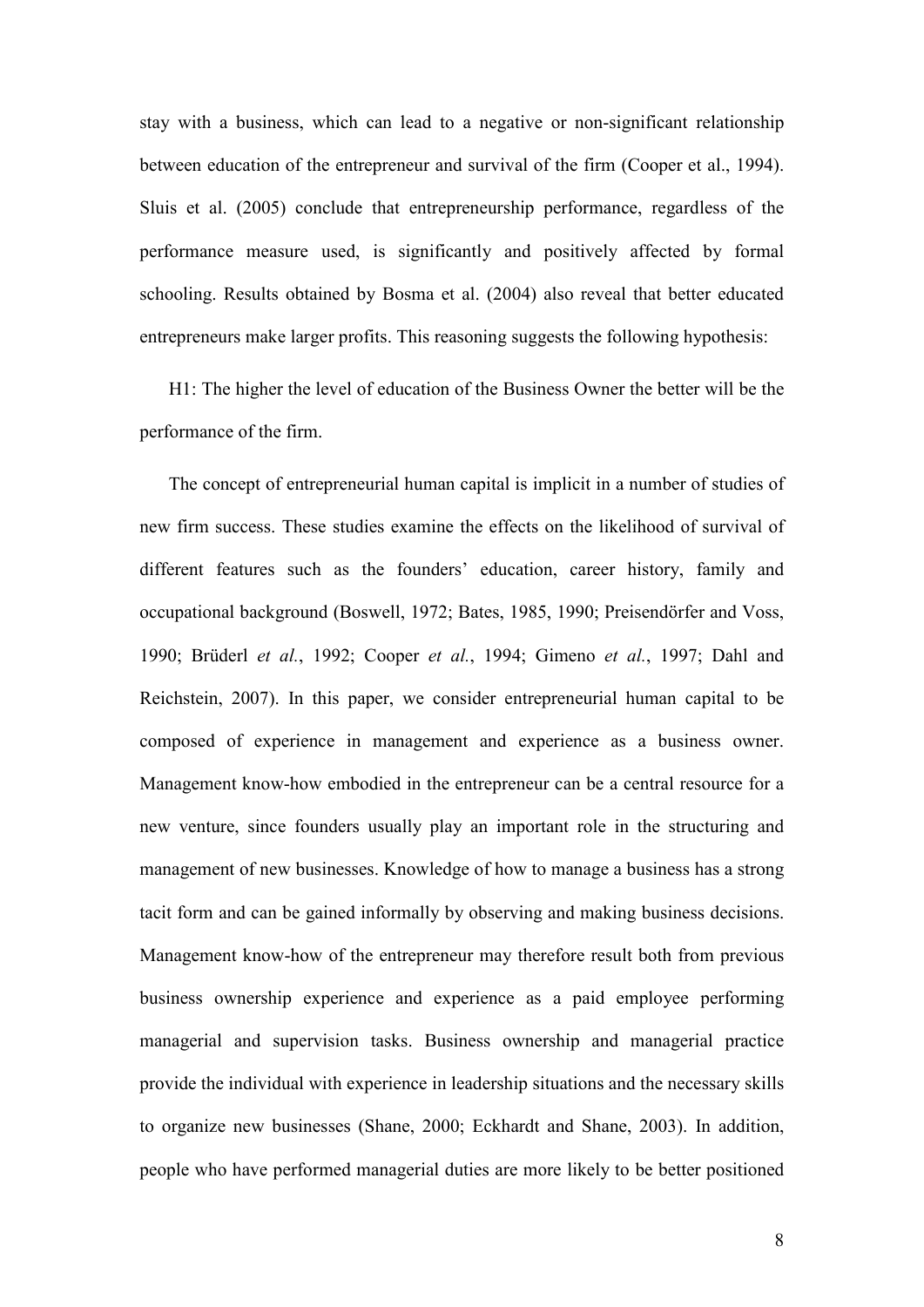stay with a business, which can lead to a negative or non-significant relationship between education of the entrepreneur and survival of the firm (Cooper et al., 1994). Sluis et al. (2005) conclude that entrepreneurship performance, regardless of the performance measure used, is significantly and positively affected by formal schooling. Results obtained by Bosma et al. (2004) also reveal that better educated entrepreneurs make larger profits. This reasoning suggests the following hypothesis:

H1: The higher the level of education of the Business Owner the better will be the performance of the firm.

The concept of entrepreneurial human capital is implicit in a number of studies of new firm success. These studies examine the effects on the likelihood of survival of different features such as the founders' education, career history, family and occupational background (Boswell, 1972; Bates, 1985, 1990; Preisendörfer and Voss, 1990; Brüderl *et al.*, 1992; Cooper *et al.*, 1994; Gimeno *et al.*, 1997; Dahl and Reichstein, 2007). In this paper, we consider entrepreneurial human capital to be composed of experience in management and experience as a business owner. Management know-how embodied in the entrepreneur can be a central resource for a new venture, since founders usually play an important role in the structuring and management of new businesses. Knowledge of how to manage a business has a strong tacit form and can be gained informally by observing and making business decisions. Management know-how of the entrepreneur may therefore result both from previous business ownership experience and experience as a paid employee performing managerial and supervision tasks. Business ownership and managerial practice provide the individual with experience in leadership situations and the necessary skills to organize new businesses (Shane, 2000; Eckhardt and Shane, 2003). In addition, people who have performed managerial duties are more likely to be better positioned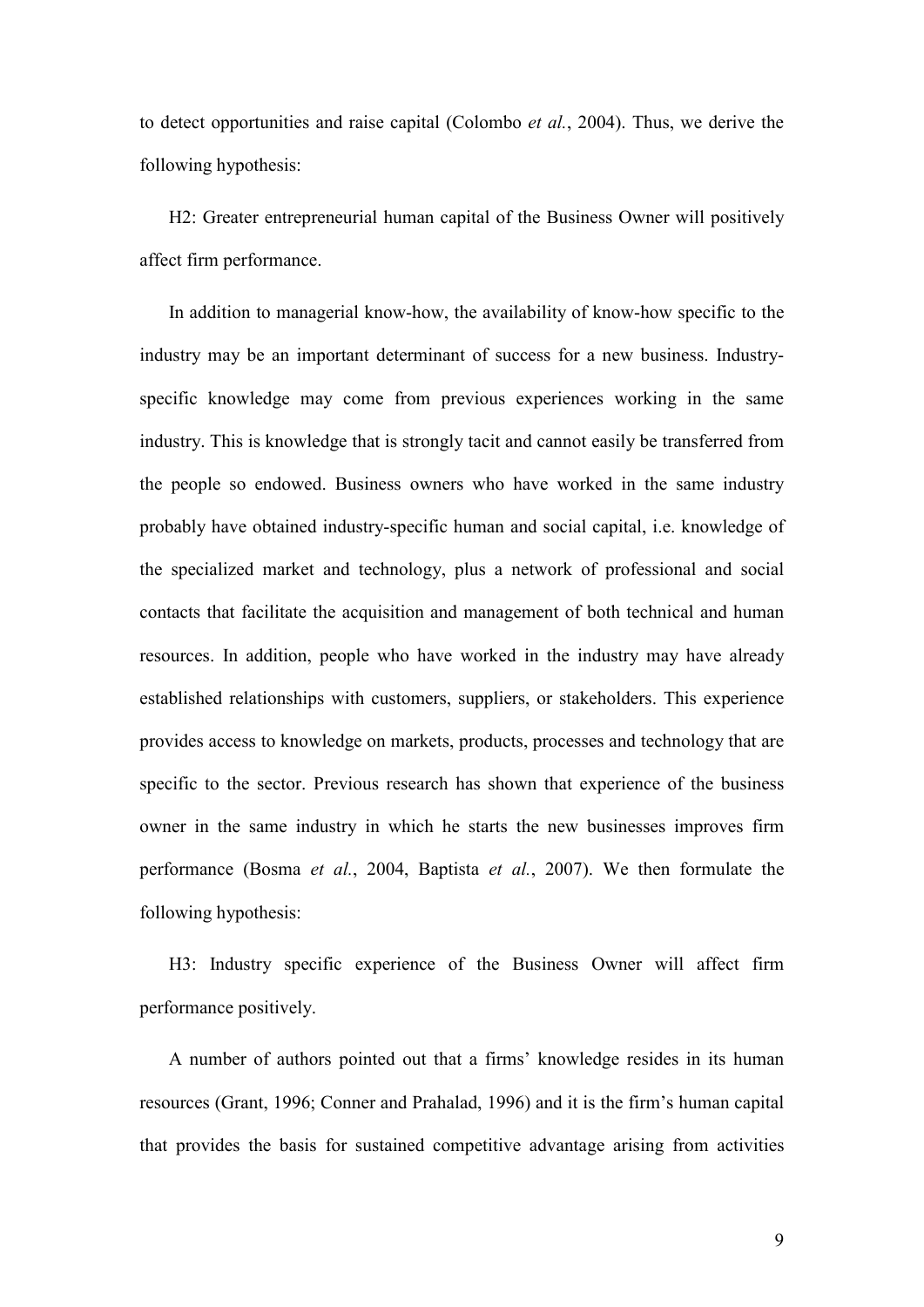to detect opportunities and raise capital (Colombo *et al.*, 2004). Thus, we derive the following hypothesis:

H2: Greater entrepreneurial human capital of the Business Owner will positively affect firm performance.

In addition to managerial know-how, the availability of know-how specific to the industry may be an important determinant of success for a new business. Industry-specific knowledge may come from previous experiences working in the same industry. This is knowledge that is strongly tacit and cannot easily be transferred from the people so endowed. Business owners who have worked in the same industry probably have obtained industry-specific human and social capital, i.e. knowledge of the specialized market and technology, plus a network of professional and social contacts that facilitate the acquisition and management of both technical and human resources. In addition, people who have worked in the industry may have already established relationships with customers, suppliers, or stakeholders. This experience provides access to knowledge on markets, products, processes and technology that are specific to the sector. Previous research has shown that experience of the business owner in the same industry in which he starts the new businesses improves firm performance (Bosma *et al.*, 2004, Baptista *et al.*, 2007). We then formulate the following hypothesis:

H3: Industry specific experience of the Business Owner will affect firm performance positively.

A number of authors pointed out that a firms' knowledge resides in its human resources (Grant, 1996; Conner and Prahalad, 1996) and it is the firm's human capital that provides the basis for sustained competitive advantage arising from activities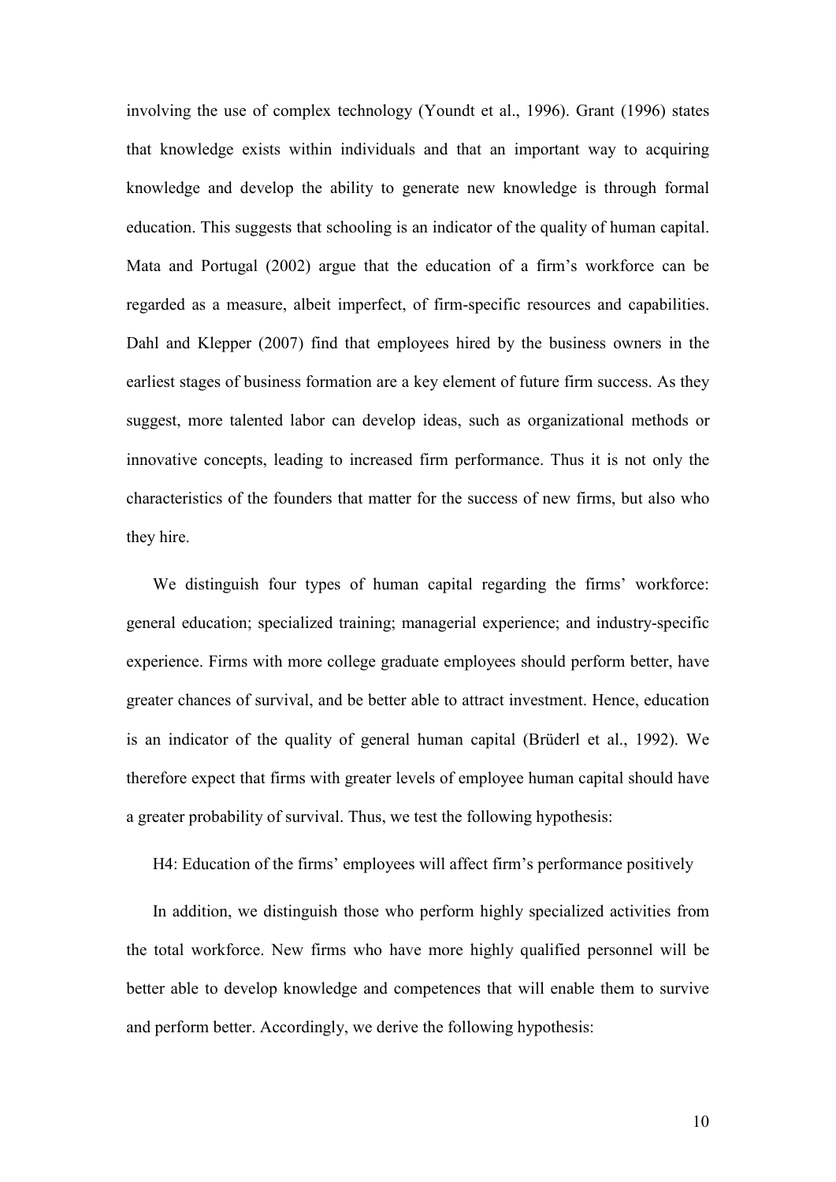involving the use of complex technology (Youndt et al., 1996). Grant (1996) states that knowledge exists within individuals and that an important way to acquiring knowledge and develop the ability to generate new knowledge is through formal education. This suggests that schooling is an indicator of the quality of human capital. Mata and Portugal (2002) argue that the education of a firm's workforce can be regarded as a measure, albeit imperfect, of firm-specific resources and capabilities. Dahl and Klepper (2007) find that employees hired by the business owners in the earliest stages of business formation are a key element of future firm success. As they suggest, more talented labor can develop ideas, such as organizational methods or innovative concepts, leading to increased firm performance. Thus it is not only the characteristics of the founders that matter for the success of new firms, but also who they hire.

We distinguish four types of human capital regarding the firms' workforce: general education; specialized training; managerial experience; and industry-specific experience. Firms with more college graduate employees should perform better, have greater chances of survival, and be better able to attract investment. Hence, education is an indicator of the quality of general human capital (Brüderl et al., 1992). We therefore expect that firms with greater levels of employee human capital should have a greater probability of survival. Thus, we test the following hypothesis:

H4: Education of the firms' employees will affect firm's performance positively

In addition, we distinguish those who perform highly specialized activities from the total workforce. New firms who have more highly qualified personnel will be better able to develop knowledge and competences that will enable them to survive and perform better. Accordingly, we derive the following hypothesis: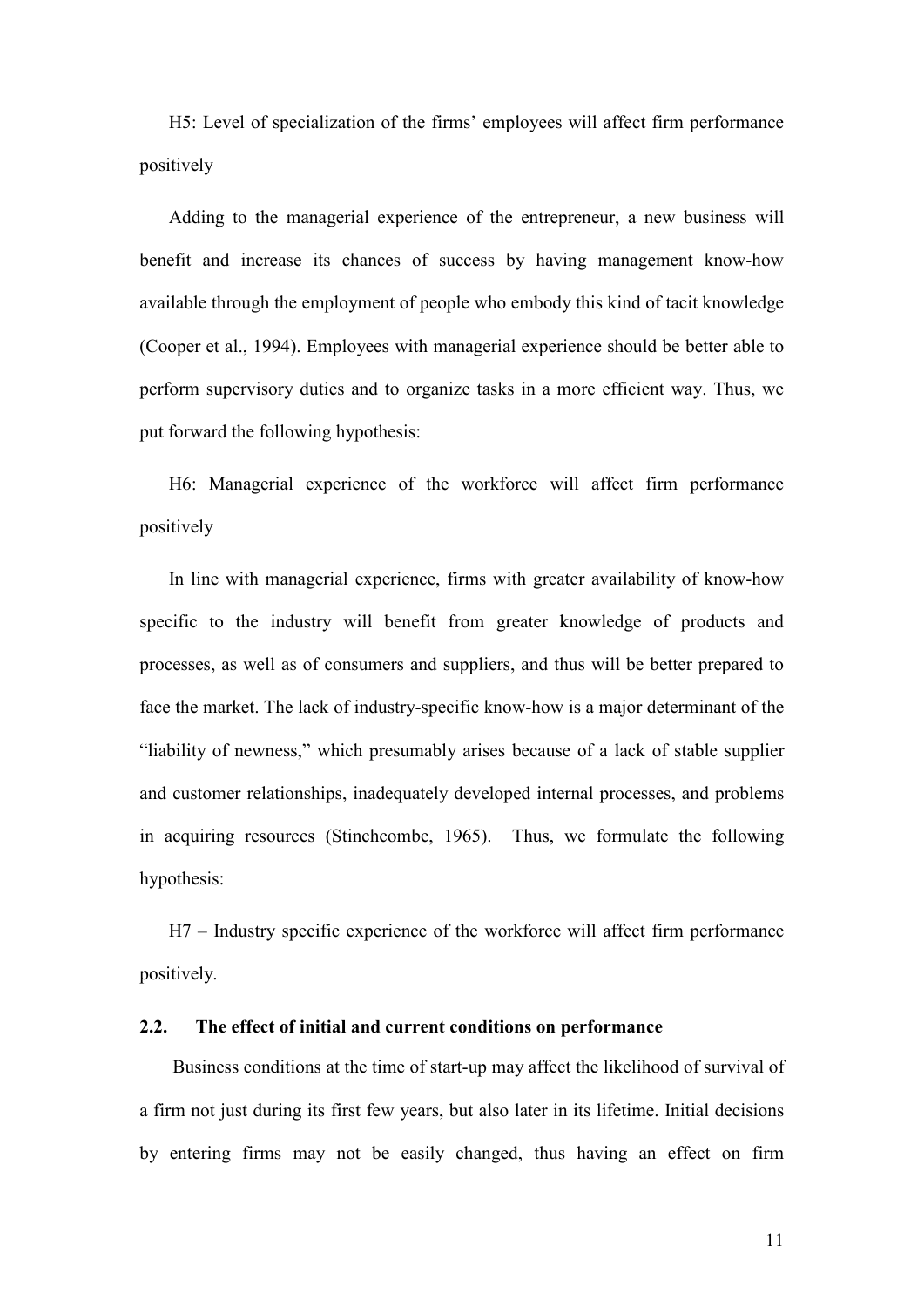H5: Level of specialization of the firms' employees will affect firm performance positively

Adding to the managerial experience of the entrepreneur, a new business will benefit and increase its chances of success by having management know-how available through the employment of people who embody this kind of tacit knowledge (Cooper et al., 1994). Employees with managerial experience should be better able to perform supervisory duties and to organize tasks in a more efficient way. Thus, we put forward the following hypothesis:

H6: Managerial experience of the workforce will affect firm performance positively

In line with managerial experience, firms with greater availability of know-how specific to the industry will benefit from greater knowledge of products and processes, as well as of consumers and suppliers, and thus will be better prepared to face the market. The lack of industry-specific know-how is a major determinant of the "liability of newness," which presumably arises because of a lack of stable supplier and customer relationships, inadequately developed internal processes, and problems in acquiring resources (Stinchcombe, 1965). Thus, we formulate the following hypothesis:

H7 – Industry specific experience of the workforce will affect firm performance positively.

### 2.2. The effect of initial and current conditions on performance

Business conditions at the time of start-up may affect the likelihood of survival of a firm not just during its first few years, but also later in its lifetime. Initial decisions by entering firms may not be easily changed, thus having an effect on firm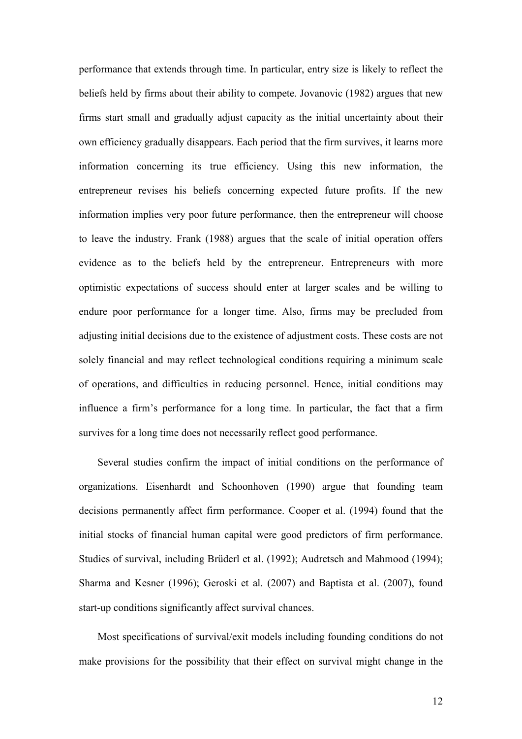performance that extends through time. In particular, entry size is likely to reflect the beliefs held by firms about their ability to compete. Jovanovic (1982) argues that new firms start small and gradually adjust capacity as the initial uncertainty about their own efficiency gradually disappears. Each period that the firm survives, it learns more information concerning its true efficiency. Using this new information, the entrepreneur revises his beliefs concerning expected future profits. If the new information implies very poor future performance, then the entrepreneur will choose to leave the industry. Frank (1988) argues that the scale of initial operation offers evidence as to the beliefs held by the entrepreneur. Entrepreneurs with more optimistic expectations of success should enter at larger scales and be willing to endure poor performance for a longer time. Also, firms may be precluded from adjusting initial decisions due to the existence of adjustment costs. These costs are not solely financial and may reflect technological conditions requiring a minimum scale of operations, and difficulties in reducing personnel. Hence, initial conditions may influence a firm's performance for a long time. In particular, the fact that a firm survives for a long time does not necessarily reflect good performance.

Several studies confirm the impact of initial conditions on the performance of organizations. Eisenhardt and Schoonhoven (1990) argue that founding team decisions permanently affect firm performance. Cooper et al. (1994) found that the initial stocks of financial human capital were good predictors of firm performance. Studies of survival, including Brüderl et al. (1992); Audretsch and Mahmood (1994); Sharma and Kesner (1996); Geroski et al. (2007) and Baptista et al. (2007), found start-up conditions significantly affect survival chances.

Most specifications of survival/exit models including founding conditions do not make provisions for the possibility that their effect on survival might change in the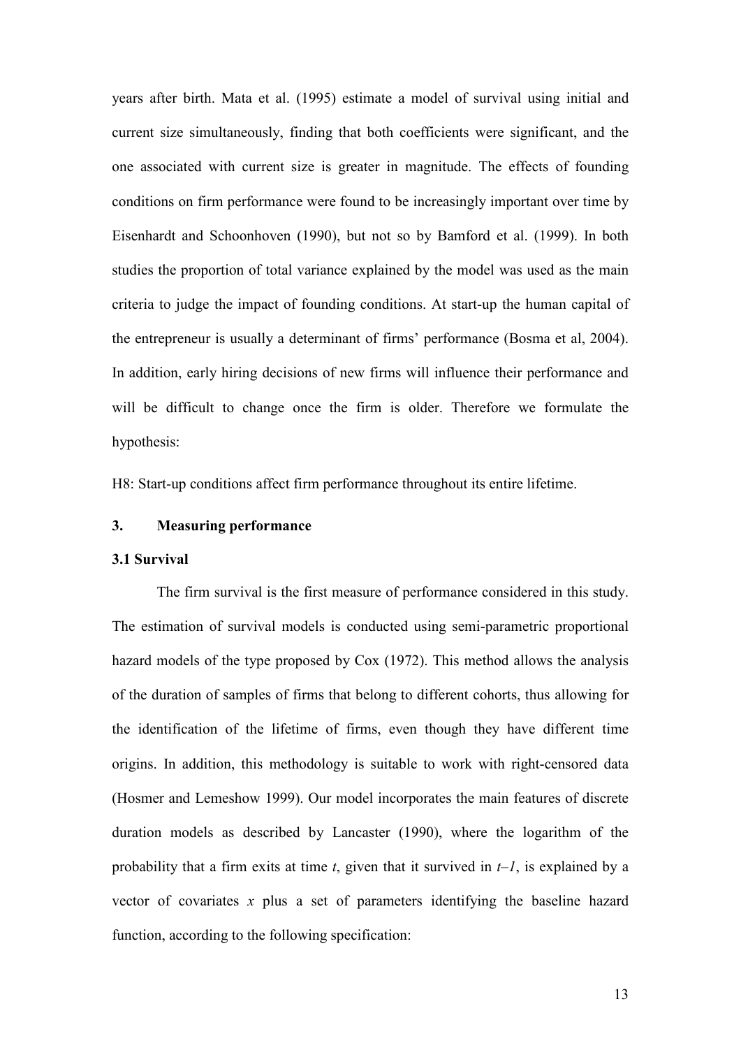years after birth. Mata et al. (1995) estimate a model of survival using initial and current size simultaneously, finding that both coefficients were significant, and the one associated with current size is greater in magnitude. The effects of founding conditions on firm performance were found to be increasingly important over time by Eisenhardt and Schoonhoven (1990), but not so by Bamford et al. (1999). In both studies the proportion of total variance explained by the model was used as the main criteria to judge the impact of founding conditions. At start-up the human capital of the entrepreneur is usually a determinant of firms' performance (Bosma et al, 2004). In addition, early hiring decisions of new firms will influence their performance and will be difficult to change once the firm is older. Therefore we formulate the hypothesis:

H8: Start-up conditions affect firm performance throughout its entire lifetime.

## 3. Measuring performance

### 3.1 Survival

The firm survival is the first measure of performance considered in this study. The estimation of survival models is conducted using semi-parametric proportional hazard models of the type proposed by Cox (1972). This method allows the analysis of the duration of samples of firms that belong to different cohorts, thus allowing for the identification of the lifetime of firms, even though they have different time origins. In addition, this methodology is suitable to work with right-censored data (Hosmer and Lemeshow 1999). Our model incorporates the main features of discrete duration models as described by Lancaster (1990), where the logarithm of the probability that a firm exits at time $t$, given that it survived in $t–1$, is explained by a vector of covariates $x$ plus a set of parameters identifying the baseline hazard function, according to the following specification: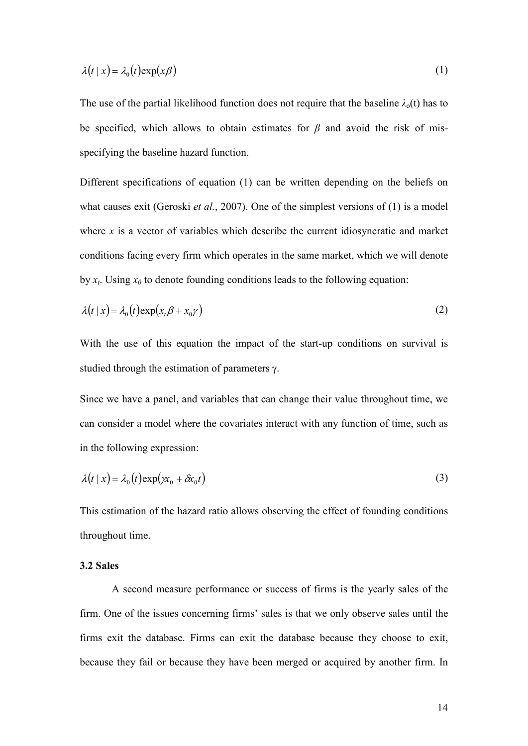$$\lambda(t \mid x) = \lambda_0(t)\exp(x\beta) \tag{1}$$

The use of the partial likelihood function does not require that the baseline $\lambda_o(t)$ has to be specified, which allows to obtain estimates for $\beta$ and avoid the risk of mis-specifying the baseline hazard function.

Different specifications of equation (1) can be written depending on the beliefs on what causes exit (Geroski *et al.*, 2007). One of the simplest versions of (1) is a model where $x$ is a vector of variables which describe the current idiosyncratic and market conditions facing every firm which operates in the same market, which we will denote by $x_t$. Using $x_0$ to denote founding conditions leads to the following equation:

$$\lambda(t \mid x) = \lambda_0(t)\exp(x_t\beta + x_0\gamma) \tag{2}$$

With the use of this equation the impact of the start-up conditions on survival is studied through the estimation of parameters $\gamma$.

Since we have a panel, and variables that can change their value throughout time, we can consider a model where the covariates interact with any function of time, such as in the following expression:

$$\lambda(t \mid x) = \lambda_0(t)\exp(\gamma x_0 + \delta x_0 t) \tag{3}$$

This estimation of the hazard ratio allows observing the effect of founding conditions throughout time.

### 3.2 Sales

A second measure performance or success of firms is the yearly sales of the firm. One of the issues concerning firms' sales is that we only observe sales until the firms exit the database. Firms can exit the database because they choose to exit, because they fail or because they have been merged or acquired by another firm. In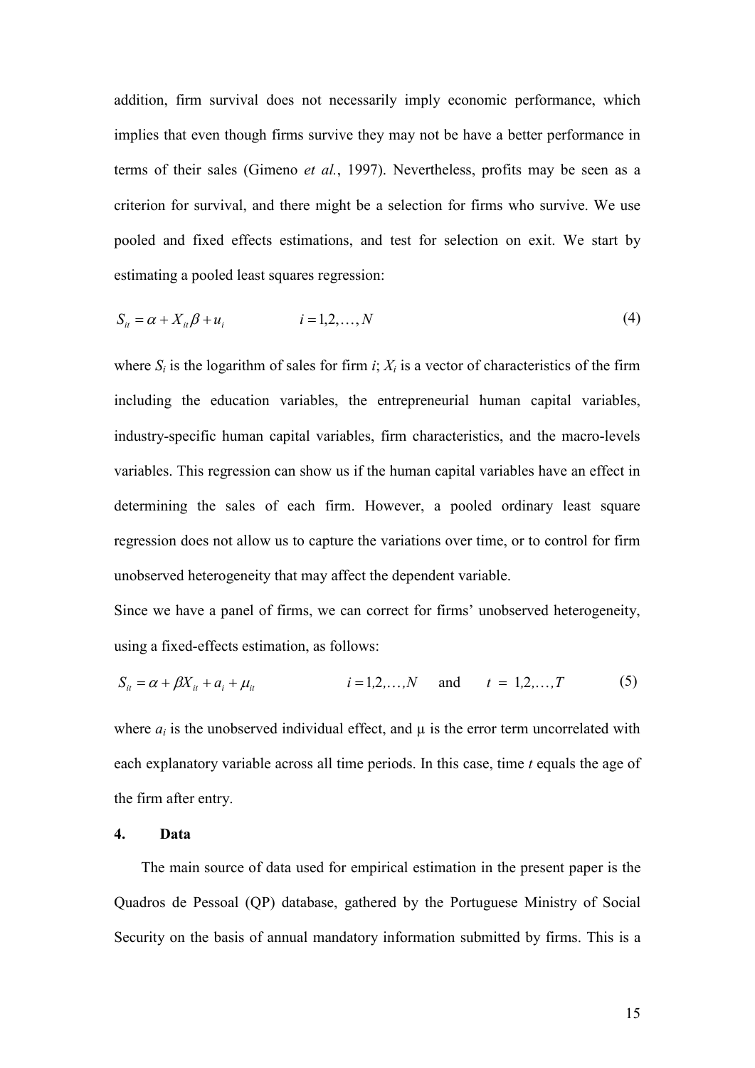addition, firm survival does not necessarily imply economic performance, which implies that even though firms survive they may not be have a better performance in terms of their sales (Gimeno *et al.*, 1997). Nevertheless, profits may be seen as a criterion for survival, and there might be a selection for firms who survive. We use pooled and fixed effects estimations, and test for selection on exit. We start by estimating a pooled least squares regression:

$$S_{it} = \alpha + X_{it}\beta + u_i \qquad i = 1,2,\ldots,N \tag{4}$$

where $S_i$ is the logarithm of sales for firm $i$; $X_i$ is a vector of characteristics of the firm including the education variables, the entrepreneurial human capital variables, industry-specific human capital variables, firm characteristics, and the macro-levels variables. This regression can show us if the human capital variables have an effect in determining the sales of each firm. However, a pooled ordinary least square regression does not allow us to capture the variations over time, or to control for firm unobserved heterogeneity that may affect the dependent variable.

Since we have a panel of firms, we can correct for firms' unobserved heterogeneity, using a fixed-effects estimation, as follows:

$$S_{it} = \alpha + \beta X_{it} + a_i + \mu_{it} \qquad i = 1,2,\ldots,N \quad \text{and} \quad t = 1,2,\ldots,T \tag{5}$$

where $a_i$ is the unobserved individual effect, and $\mu$ is the error term uncorrelated with each explanatory variable across all time periods. In this case, time $t$ equals the age of the firm after entry.

## 4. Data

The main source of data used for empirical estimation in the present paper is the Quadros de Pessoal (QP) database, gathered by the Portuguese Ministry of Social Security on the basis of annual mandatory information submitted by firms. This is a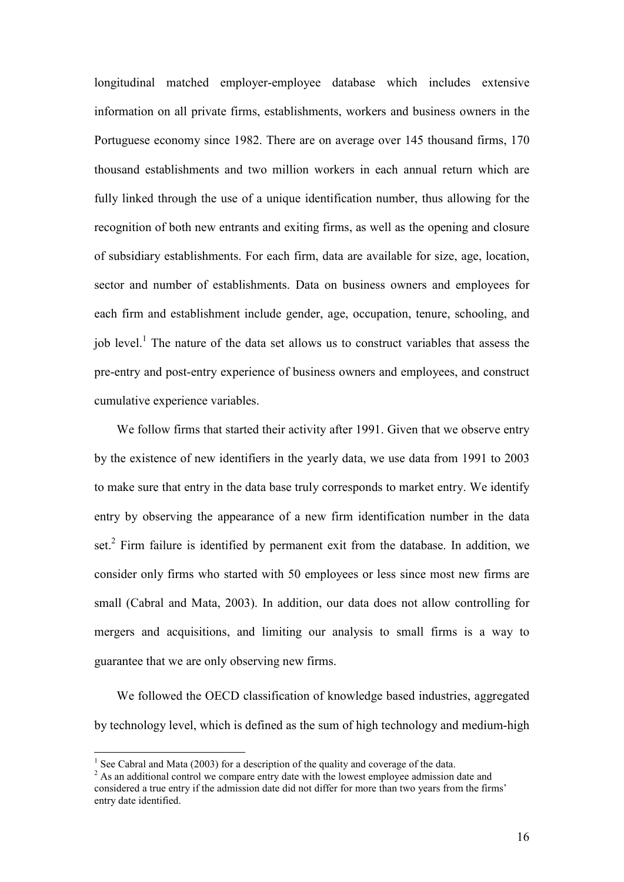longitudinal matched employer-employee database which includes extensive information on all private firms, establishments, workers and business owners in the Portuguese economy since 1982. There are on average over 145 thousand firms, 170 thousand establishments and two million workers in each annual return which are fully linked through the use of a unique identification number, thus allowing for the recognition of both new entrants and exiting firms, as well as the opening and closure of subsidiary establishments. For each firm, data are available for size, age, location, sector and number of establishments. Data on business owners and employees for each firm and establishment include gender, age, occupation, tenure, schooling, and job level.[1] The nature of the data set allows us to construct variables that assess the pre-entry and post-entry experience of business owners and employees, and construct cumulative experience variables.

We follow firms that started their activity after 1991. Given that we observe entry by the existence of new identifiers in the yearly data, we use data from 1991 to 2003 to make sure that entry in the data base truly corresponds to market entry. We identify entry by observing the appearance of a new firm identification number in the data set.[2] Firm failure is identified by permanent exit from the database. In addition, we consider only firms who started with 50 employees or less since most new firms are small (Cabral and Mata, 2003). In addition, our data does not allow controlling for mergers and acquisitions, and limiting our analysis to small firms is a way to guarantee that we are only observing new firms.

We followed the OECD classification of knowledge based industries, aggregated by technology level, which is defined as the sum of high technology and medium-high

[1] See Cabral and Mata (2003) for a description of the quality and coverage of the data.

[2] As an additional control we compare entry date with the lowest employee admission date and considered a true entry if the admission date did not differ for more than two years from the firms' entry date identified.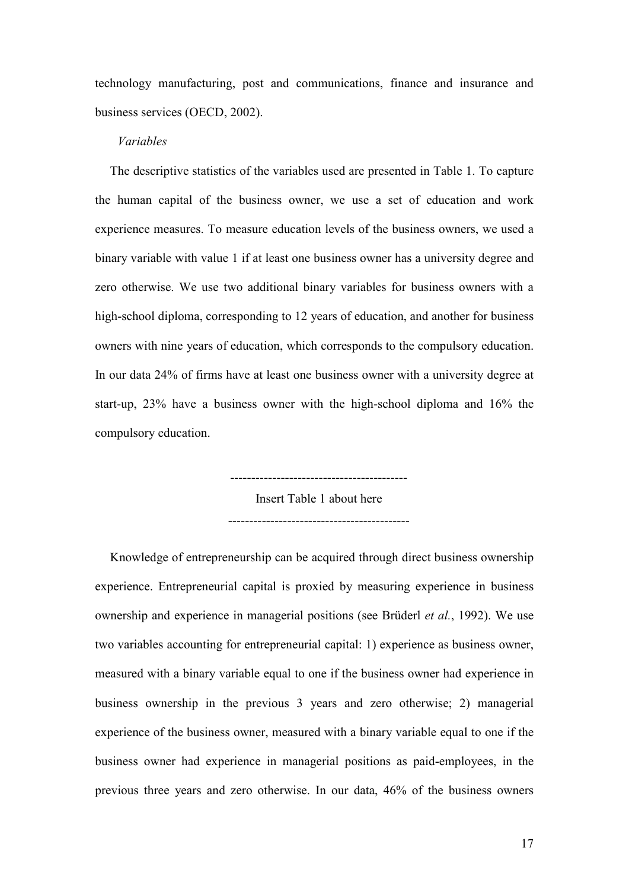technology manufacturing, post and communications, finance and insurance and business services (OECD, 2002).

*Variables*

The descriptive statistics of the variables used are presented in Table 1. To capture the human capital of the business owner, we use a set of education and work experience measures. To measure education levels of the business owners, we used a binary variable with value 1 if at least one business owner has a university degree and zero otherwise. We use two additional binary variables for business owners with a high-school diploma, corresponding to 12 years of education, and another for business owners with nine years of education, which corresponds to the compulsory education. In our data 24% of firms have at least one business owner with a university degree at start-up, 23% have a business owner with the high-school diploma and 16% the compulsory education.

------------------------------------------

Insert Table 1 about here

------------------------------------------

Knowledge of entrepreneurship can be acquired through direct business ownership experience. Entrepreneurial capital is proxied by measuring experience in business ownership and experience in managerial positions (see Brüderl *et al.*, 1992). We use two variables accounting for entrepreneurial capital: 1) experience as business owner, measured with a binary variable equal to one if the business owner had experience in business ownership in the previous 3 years and zero otherwise; 2) managerial experience of the business owner, measured with a binary variable equal to one if the business owner had experience in managerial positions as paid-employees, in the previous three years and zero otherwise. In our data, 46% of the business owners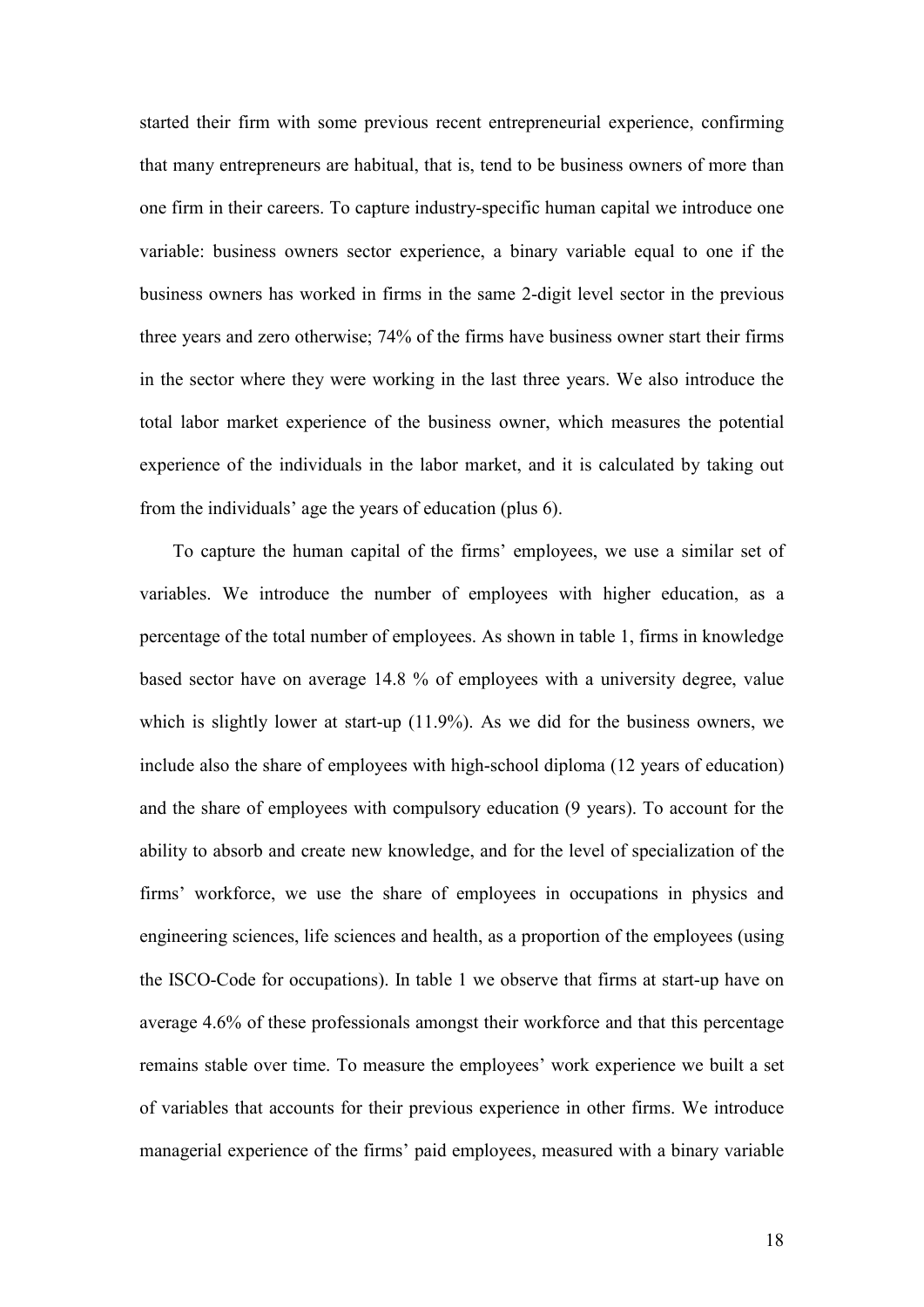started their firm with some previous recent entrepreneurial experience, confirming that many entrepreneurs are habitual, that is, tend to be business owners of more than one firm in their careers. To capture industry-specific human capital we introduce one variable: business owners sector experience, a binary variable equal to one if the business owners has worked in firms in the same 2-digit level sector in the previous three years and zero otherwise; 74% of the firms have business owner start their firms in the sector where they were working in the last three years. We also introduce the total labor market experience of the business owner, which measures the potential experience of the individuals in the labor market, and it is calculated by taking out from the individuals' age the years of education (plus 6).

To capture the human capital of the firms' employees, we use a similar set of variables. We introduce the number of employees with higher education, as a percentage of the total number of employees. As shown in table 1, firms in knowledge based sector have on average 14.8 % of employees with a university degree, value which is slightly lower at start-up (11.9%). As we did for the business owners, we include also the share of employees with high-school diploma (12 years of education) and the share of employees with compulsory education (9 years). To account for the ability to absorb and create new knowledge, and for the level of specialization of the firms' workforce, we use the share of employees in occupations in physics and engineering sciences, life sciences and health, as a proportion of the employees (using the ISCO-Code for occupations). In table 1 we observe that firms at start-up have on average 4.6% of these professionals amongst their workforce and that this percentage remains stable over time. To measure the employees' work experience we built a set of variables that accounts for their previous experience in other firms. We introduce managerial experience of the firms' paid employees, measured with a binary variable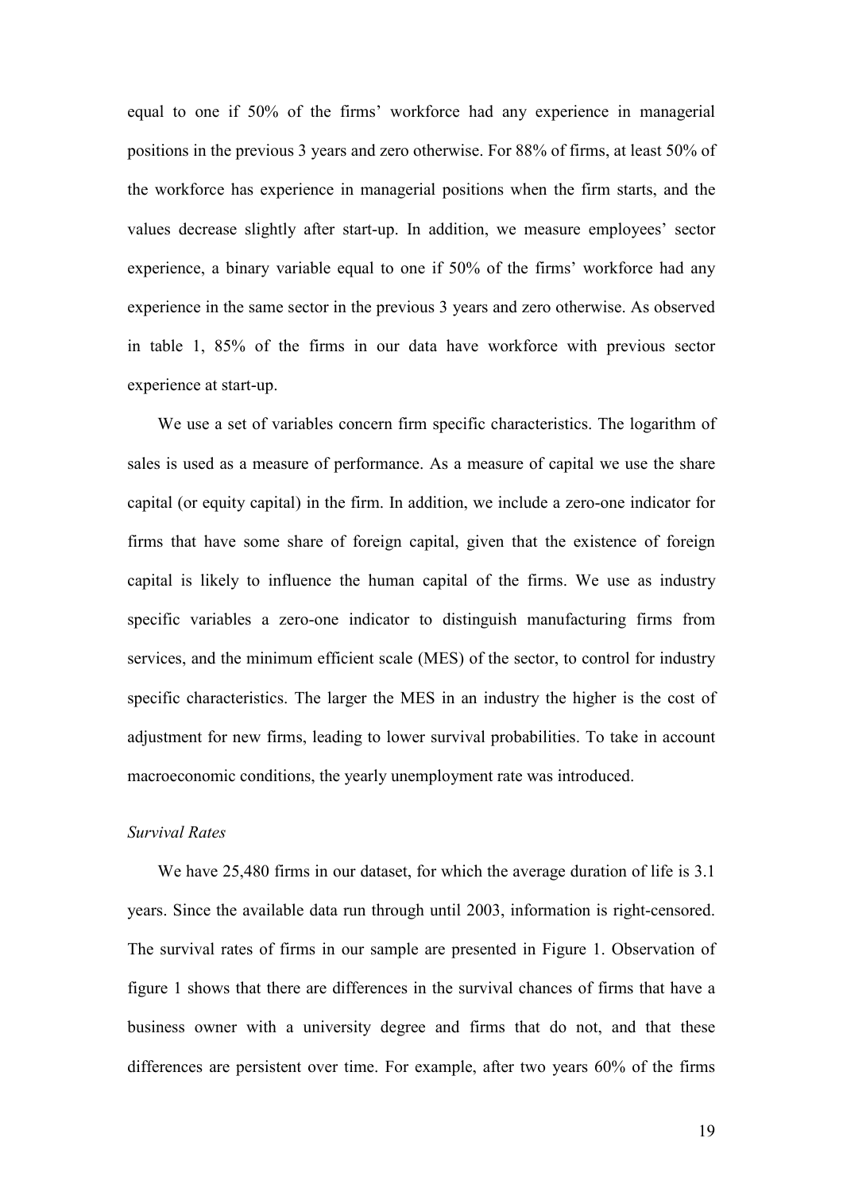equal to one if 50% of the firms' workforce had any experience in managerial positions in the previous 3 years and zero otherwise. For 88% of firms, at least 50% of the workforce has experience in managerial positions when the firm starts, and the values decrease slightly after start-up. In addition, we measure employees' sector experience, a binary variable equal to one if 50% of the firms' workforce had any experience in the same sector in the previous 3 years and zero otherwise. As observed in table 1, 85% of the firms in our data have workforce with previous sector experience at start-up.

We use a set of variables concern firm specific characteristics. The logarithm of sales is used as a measure of performance. As a measure of capital we use the share capital (or equity capital) in the firm. In addition, we include a zero-one indicator for firms that have some share of foreign capital, given that the existence of foreign capital is likely to influence the human capital of the firms. We use as industry specific variables a zero-one indicator to distinguish manufacturing firms from services, and the minimum efficient scale (MES) of the sector, to control for industry specific characteristics. The larger the MES in an industry the higher is the cost of adjustment for new firms, leading to lower survival probabilities. To take in account macroeconomic conditions, the yearly unemployment rate was introduced.

*Survival Rates*

We have 25,480 firms in our dataset, for which the average duration of life is 3.1 years. Since the available data run through until 2003, information is right-censored. The survival rates of firms in our sample are presented in Figure 1. Observation of figure 1 shows that there are differences in the survival chances of firms that have a business owner with a university degree and firms that do not, and that these differences are persistent over time. For example, after two years 60% of the firms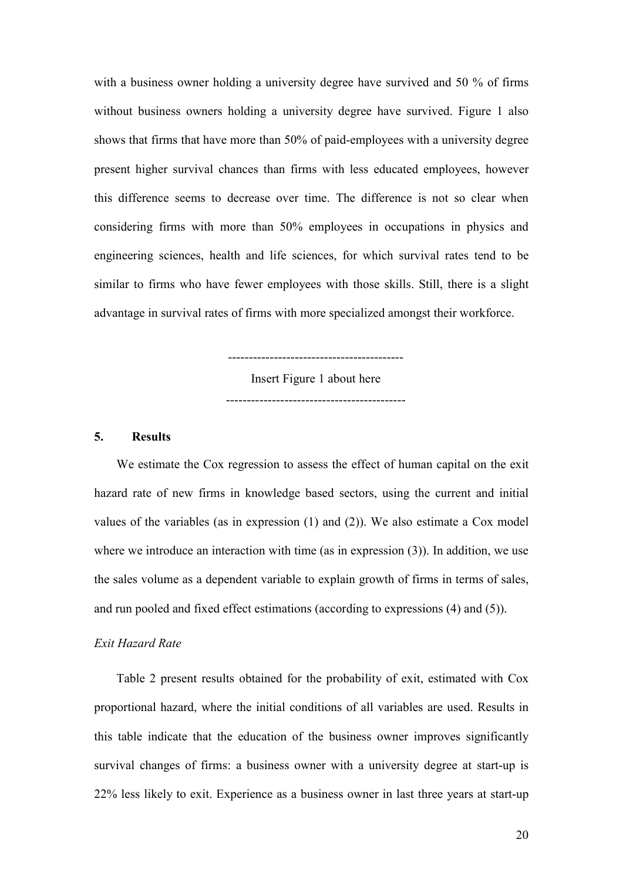with a business owner holding a university degree have survived and 50 % of firms without business owners holding a university degree have survived. Figure 1 also shows that firms that have more than 50% of paid-employees with a university degree present higher survival chances than firms with less educated employees, however this difference seems to decrease over time. The difference is not so clear when considering firms with more than 50% employees in occupations in physics and engineering sciences, health and life sciences, for which survival rates tend to be similar to firms who have fewer employees with those skills. Still, there is a slight advantage in survival rates of firms with more specialized amongst their workforce.

------------------------------------------

Insert Figure 1 about here

-------------------------------------------

## 5. Results

We estimate the Cox regression to assess the effect of human capital on the exit hazard rate of new firms in knowledge based sectors, using the current and initial values of the variables (as in expression (1) and (2)). We also estimate a Cox model where we introduce an interaction with time (as in expression (3)). In addition, we use the sales volume as a dependent variable to explain growth of firms in terms of sales, and run pooled and fixed effect estimations (according to expressions (4) and (5)).

*Exit Hazard Rate*

Table 2 present results obtained for the probability of exit, estimated with Cox proportional hazard, where the initial conditions of all variables are used. Results in this table indicate that the education of the business owner improves significantly survival changes of firms: a business owner with a university degree at start-up is 22% less likely to exit. Experience as a business owner in last three years at start-up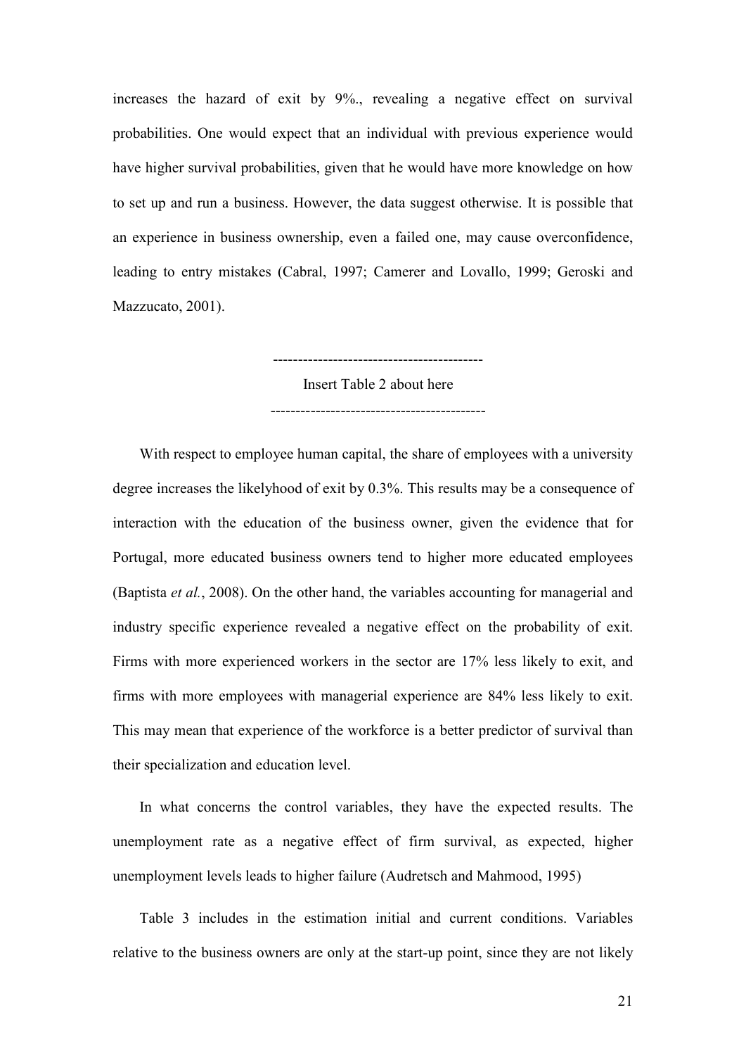increases the hazard of exit by 9%., revealing a negative effect on survival probabilities. One would expect that an individual with previous experience would have higher survival probabilities, given that he would have more knowledge on how to set up and run a business. However, the data suggest otherwise. It is possible that an experience in business ownership, even a failed one, may cause overconfidence, leading to entry mistakes (Cabral, 1997; Camerer and Lovallo, 1999; Geroski and Mazzucato, 2001).

------------------------------------------

Insert Table 2 about here

-------------------------------------------

With respect to employee human capital, the share of employees with a university degree increases the likelyhood of exit by 0.3%. This results may be a consequence of interaction with the education of the business owner, given the evidence that for Portugal, more educated business owners tend to higher more educated employees (Baptista *et al.*, 2008). On the other hand, the variables accounting for managerial and industry specific experience revealed a negative effect on the probability of exit. Firms with more experienced workers in the sector are 17% less likely to exit, and firms with more employees with managerial experience are 84% less likely to exit. This may mean that experience of the workforce is a better predictor of survival than their specialization and education level.

In what concerns the control variables, they have the expected results. The unemployment rate as a negative effect of firm survival, as expected, higher unemployment levels leads to higher failure (Audretsch and Mahmood, 1995)

Table 3 includes in the estimation initial and current conditions. Variables relative to the business owners are only at the start-up point, since they are not likely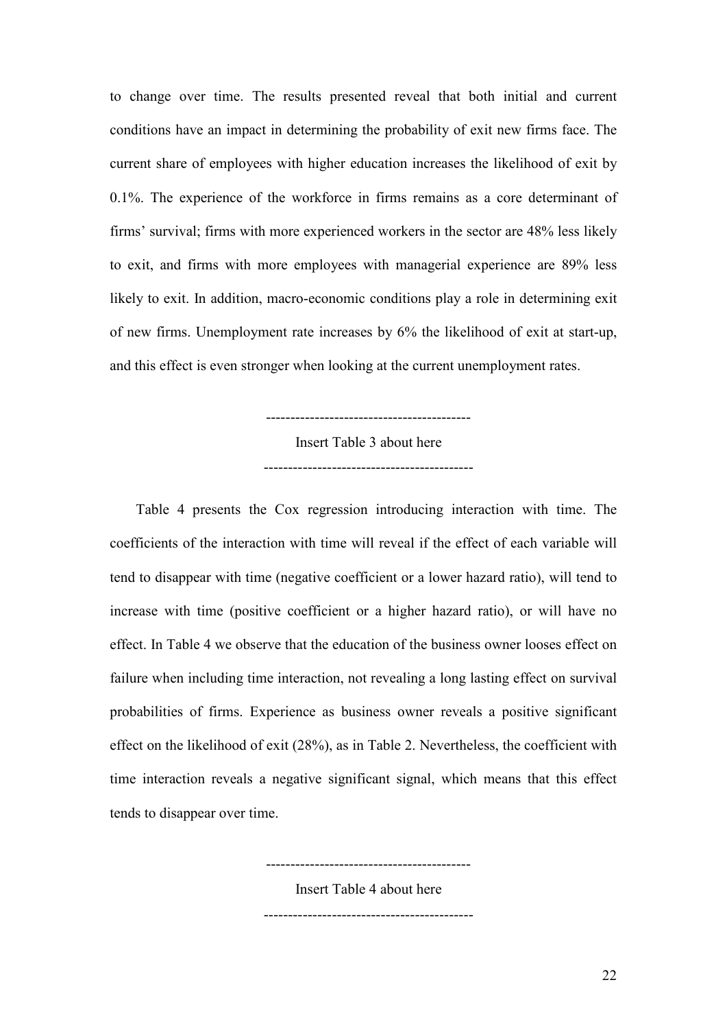to change over time. The results presented reveal that both initial and current conditions have an impact in determining the probability of exit new firms face. The current share of employees with higher education increases the likelihood of exit by 0.1%. The experience of the workforce in firms remains as a core determinant of firms' survival; firms with more experienced workers in the sector are 48% less likely to exit, and firms with more employees with managerial experience are 89% less likely to exit. In addition, macro-economic conditions play a role in determining exit of new firms. Unemployment rate increases by 6% the likelihood of exit at start-up, and this effect is even stronger when looking at the current unemployment rates.

------------------------------------------

Insert Table 3 about here

------------------------------------------

Table 4 presents the Cox regression introducing interaction with time. The coefficients of the interaction with time will reveal if the effect of each variable will tend to disappear with time (negative coefficient or a lower hazard ratio), will tend to increase with time (positive coefficient or a higher hazard ratio), or will have no effect. In Table 4 we observe that the education of the business owner looses effect on failure when including time interaction, not revealing a long lasting effect on survival probabilities of firms. Experience as business owner reveals a positive significant effect on the likelihood of exit (28%), as in Table 2. Nevertheless, the coefficient with time interaction reveals a negative significant signal, which means that this effect tends to disappear over time.

------------------------------------------

Insert Table 4 about here

------------------------------------------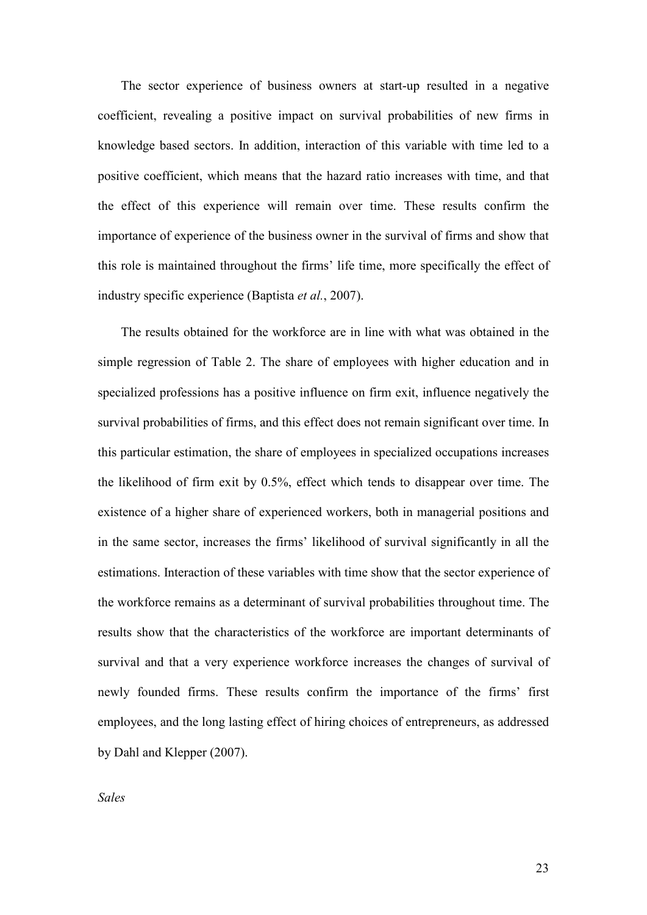The sector experience of business owners at start-up resulted in a negative coefficient, revealing a positive impact on survival probabilities of new firms in knowledge based sectors. In addition, interaction of this variable with time led to a positive coefficient, which means that the hazard ratio increases with time, and that the effect of this experience will remain over time. These results confirm the importance of experience of the business owner in the survival of firms and show that this role is maintained throughout the firms' life time, more specifically the effect of industry specific experience (Baptista *et al.*, 2007).

The results obtained for the workforce are in line with what was obtained in the simple regression of Table 2. The share of employees with higher education and in specialized professions has a positive influence on firm exit, influence negatively the survival probabilities of firms, and this effect does not remain significant over time. In this particular estimation, the share of employees in specialized occupations increases the likelihood of firm exit by 0.5%, effect which tends to disappear over time. The existence of a higher share of experienced workers, both in managerial positions and in the same sector, increases the firms' likelihood of survival significantly in all the estimations. Interaction of these variables with time show that the sector experience of the workforce remains as a determinant of survival probabilities throughout time. The results show that the characteristics of the workforce are important determinants of survival and that a very experience workforce increases the changes of survival of newly founded firms. These results confirm the importance of the firms' first employees, and the long lasting effect of hiring choices of entrepreneurs, as addressed by Dahl and Klepper (2007).

*Sales*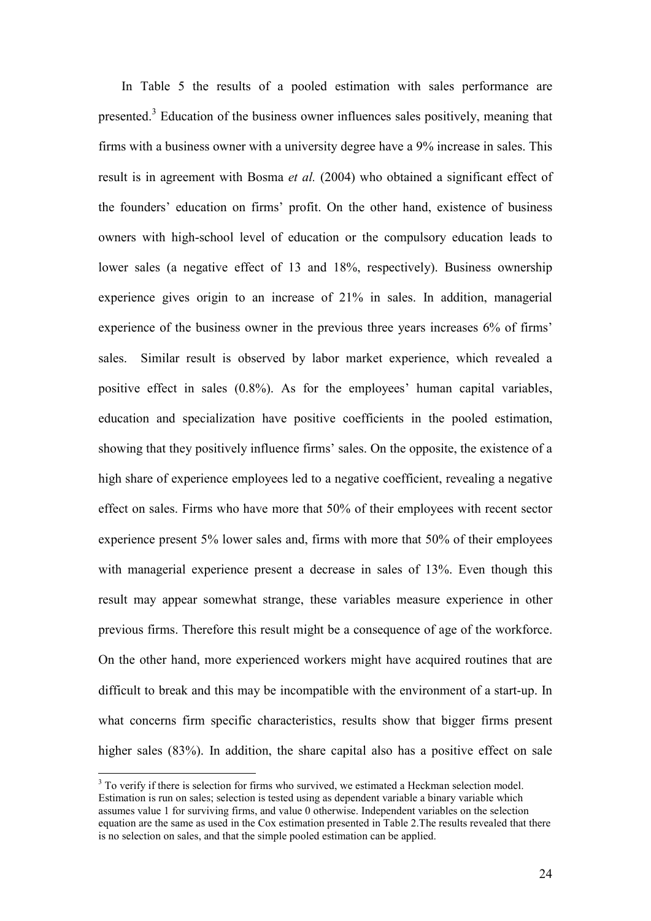In Table 5 the results of a pooled estimation with sales performance are presented.[3] Education of the business owner influences sales positively, meaning that firms with a business owner with a university degree have a 9% increase in sales. This result is in agreement with Bosma *et al.* (2004) who obtained a significant effect of the founders' education on firms' profit. On the other hand, existence of business owners with high-school level of education or the compulsory education leads to lower sales (a negative effect of 13 and 18%, respectively). Business ownership experience gives origin to an increase of 21% in sales. In addition, managerial experience of the business owner in the previous three years increases 6% of firms' sales. Similar result is observed by labor market experience, which revealed a positive effect in sales (0.8%). As for the employees' human capital variables, education and specialization have positive coefficients in the pooled estimation, showing that they positively influence firms' sales. On the opposite, the existence of a high share of experience employees led to a negative coefficient, revealing a negative effect on sales. Firms who have more that 50% of their employees with recent sector experience present 5% lower sales and, firms with more that 50% of their employees with managerial experience present a decrease in sales of 13%. Even though this result may appear somewhat strange, these variables measure experience in other previous firms. Therefore this result might be a consequence of age of the workforce. On the other hand, more experienced workers might have acquired routines that are difficult to break and this may be incompatible with the environment of a start-up. In what concerns firm specific characteristics, results show that bigger firms present higher sales (83%). In addition, the share capital also has a positive effect on sale

[3] To verify if there is selection for firms who survived, we estimated a Heckman selection model. Estimation is run on sales; selection is tested using as dependent variable a binary variable which assumes value 1 for surviving firms, and value 0 otherwise. Independent variables on the selection equation are the same as used in the Cox estimation presented in Table 2.The results revealed that there is no selection on sales, and that the simple pooled estimation can be applied.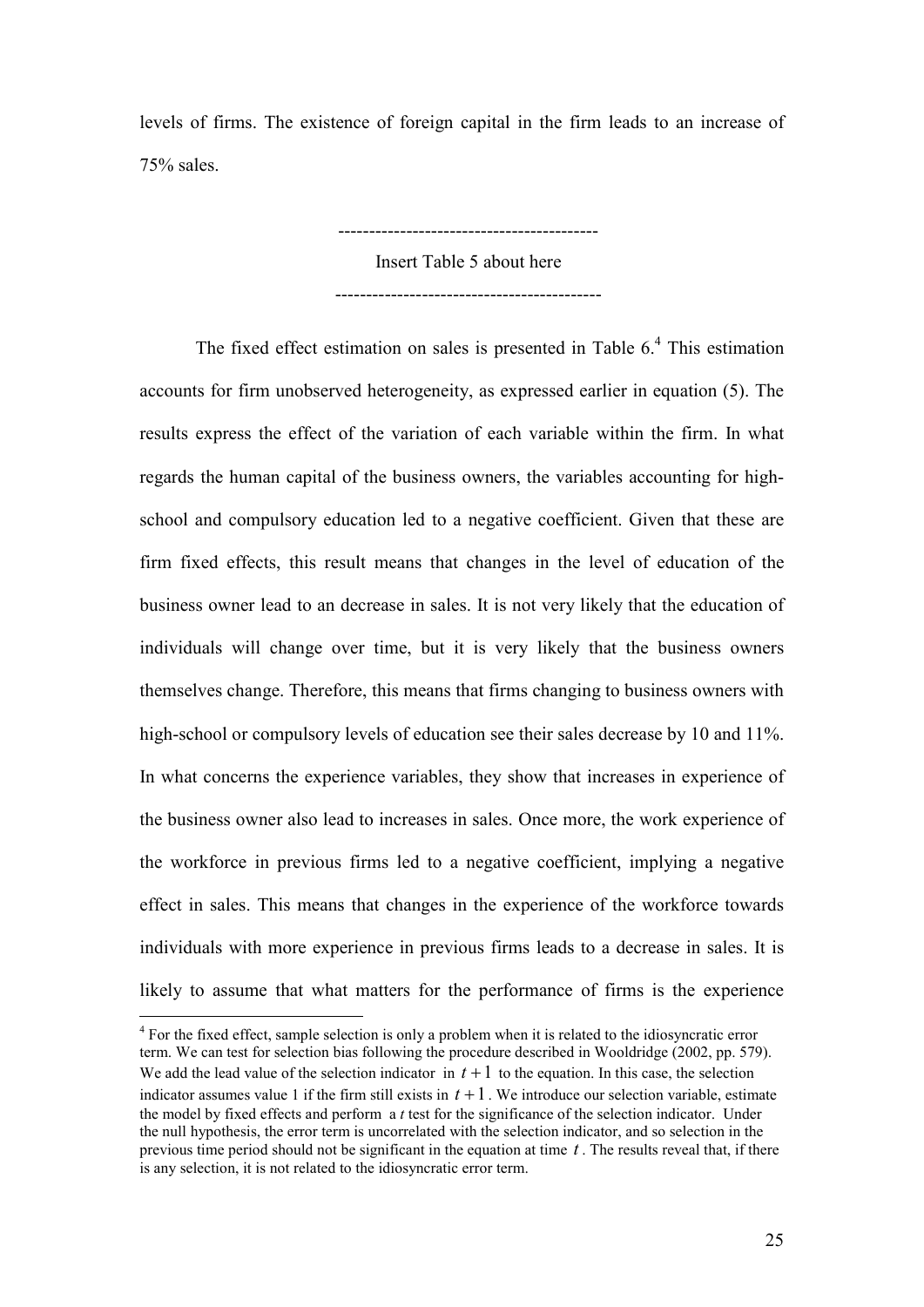levels of firms. The existence of foreign capital in the firm leads to an increase of 75% sales.

------------------------------------------

Insert Table 5 about here

-------------------------------------------

The fixed effect estimation on sales is presented in Table 6.[4] This estimation accounts for firm unobserved heterogeneity, as expressed earlier in equation (5). The results express the effect of the variation of each variable within the firm. In what regards the human capital of the business owners, the variables accounting for high-school and compulsory education led to a negative coefficient. Given that these are firm fixed effects, this result means that changes in the level of education of the business owner lead to an decrease in sales. It is not very likely that the education of individuals will change over time, but it is very likely that the business owners themselves change. Therefore, this means that firms changing to business owners with high-school or compulsory levels of education see their sales decrease by 10 and 11%. In what concerns the experience variables, they show that increases in experience of the business owner also lead to increases in sales. Once more, the work experience of the workforce in previous firms led to a negative coefficient, implying a negative effect in sales. This means that changes in the experience of the workforce towards individuals with more experience in previous firms leads to a decrease in sales. It is likely to assume that what matters for the performance of firms is the experience

[4] For the fixed effect, sample selection is only a problem when it is related to the idiosyncratic error term. We can test for selection bias following the procedure described in Wooldridge (2002, pp. 579). We add the lead value of the selection indicator in $t+1$ to the equation. In this case, the selection indicator assumes value 1 if the firm still exists in $t+1$. We introduce our selection variable, estimate the model by fixed effects and perform a *t* test for the significance of the selection indicator. Under the null hypothesis, the error term is uncorrelated with the selection indicator, and so selection in the previous time period should not be significant in the equation at time $t$. The results reveal that, if there is any selection, it is not related to the idiosyncratic error term.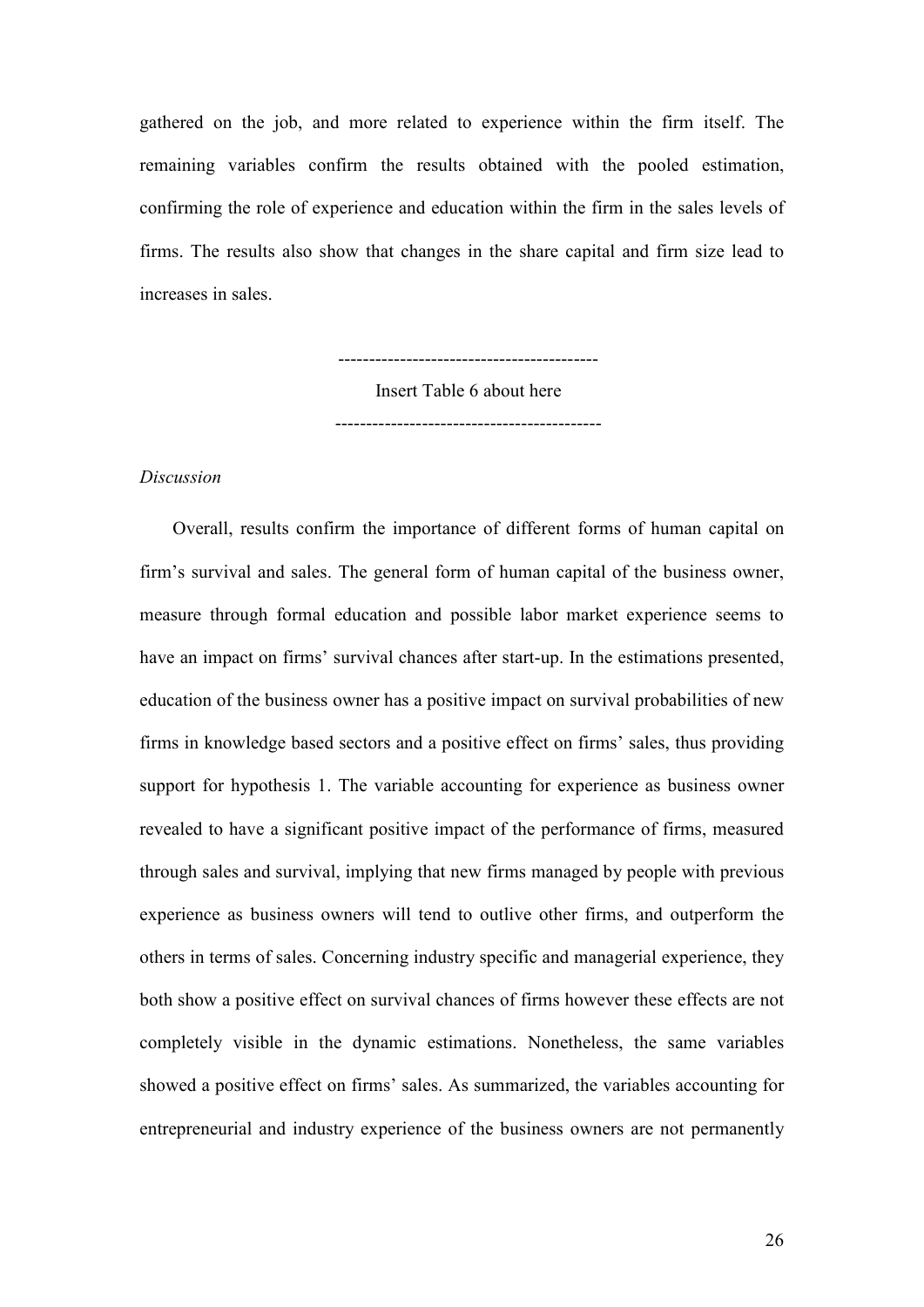gathered on the job, and more related to experience within the firm itself. The remaining variables confirm the results obtained with the pooled estimation, confirming the role of experience and education within the firm in the sales levels of firms. The results also show that changes in the share capital and firm size lead to increases in sales.

------------------------------------------

Insert Table 6 about here

-------------------------------------------

*Discussion*

Overall, results confirm the importance of different forms of human capital on firm's survival and sales. The general form of human capital of the business owner, measure through formal education and possible labor market experience seems to have an impact on firms' survival chances after start-up. In the estimations presented, education of the business owner has a positive impact on survival probabilities of new firms in knowledge based sectors and a positive effect on firms' sales, thus providing support for hypothesis 1. The variable accounting for experience as business owner revealed to have a significant positive impact of the performance of firms, measured through sales and survival, implying that new firms managed by people with previous experience as business owners will tend to outlive other firms, and outperform the others in terms of sales. Concerning industry specific and managerial experience, they both show a positive effect on survival chances of firms however these effects are not completely visible in the dynamic estimations. Nonetheless, the same variables showed a positive effect on firms' sales. As summarized, the variables accounting for entrepreneurial and industry experience of the business owners are not permanently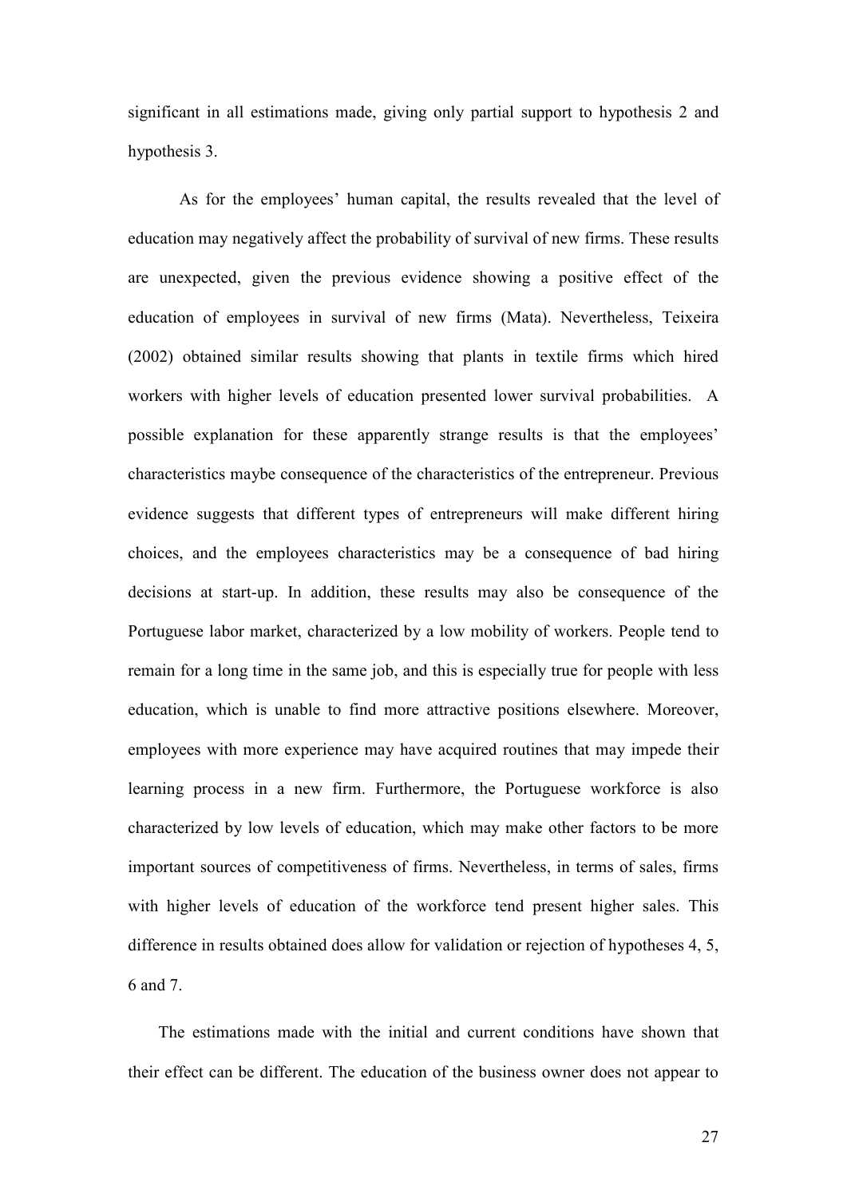significant in all estimations made, giving only partial support to hypothesis 2 and hypothesis 3.

As for the employees' human capital, the results revealed that the level of education may negatively affect the probability of survival of new firms. These results are unexpected, given the previous evidence showing a positive effect of the education of employees in survival of new firms (Mata). Nevertheless, Teixeira (2002) obtained similar results showing that plants in textile firms which hired workers with higher levels of education presented lower survival probabilities. A possible explanation for these apparently strange results is that the employees' characteristics maybe consequence of the characteristics of the entrepreneur. Previous evidence suggests that different types of entrepreneurs will make different hiring choices, and the employees characteristics may be a consequence of bad hiring decisions at start-up. In addition, these results may also be consequence of the Portuguese labor market, characterized by a low mobility of workers. People tend to remain for a long time in the same job, and this is especially true for people with less education, which is unable to find more attractive positions elsewhere. Moreover, employees with more experience may have acquired routines that may impede their learning process in a new firm. Furthermore, the Portuguese workforce is also characterized by low levels of education, which may make other factors to be more important sources of competitiveness of firms. Nevertheless, in terms of sales, firms with higher levels of education of the workforce tend present higher sales. This difference in results obtained does allow for validation or rejection of hypotheses 4, 5, 6 and 7.

The estimations made with the initial and current conditions have shown that their effect can be different. The education of the business owner does not appear to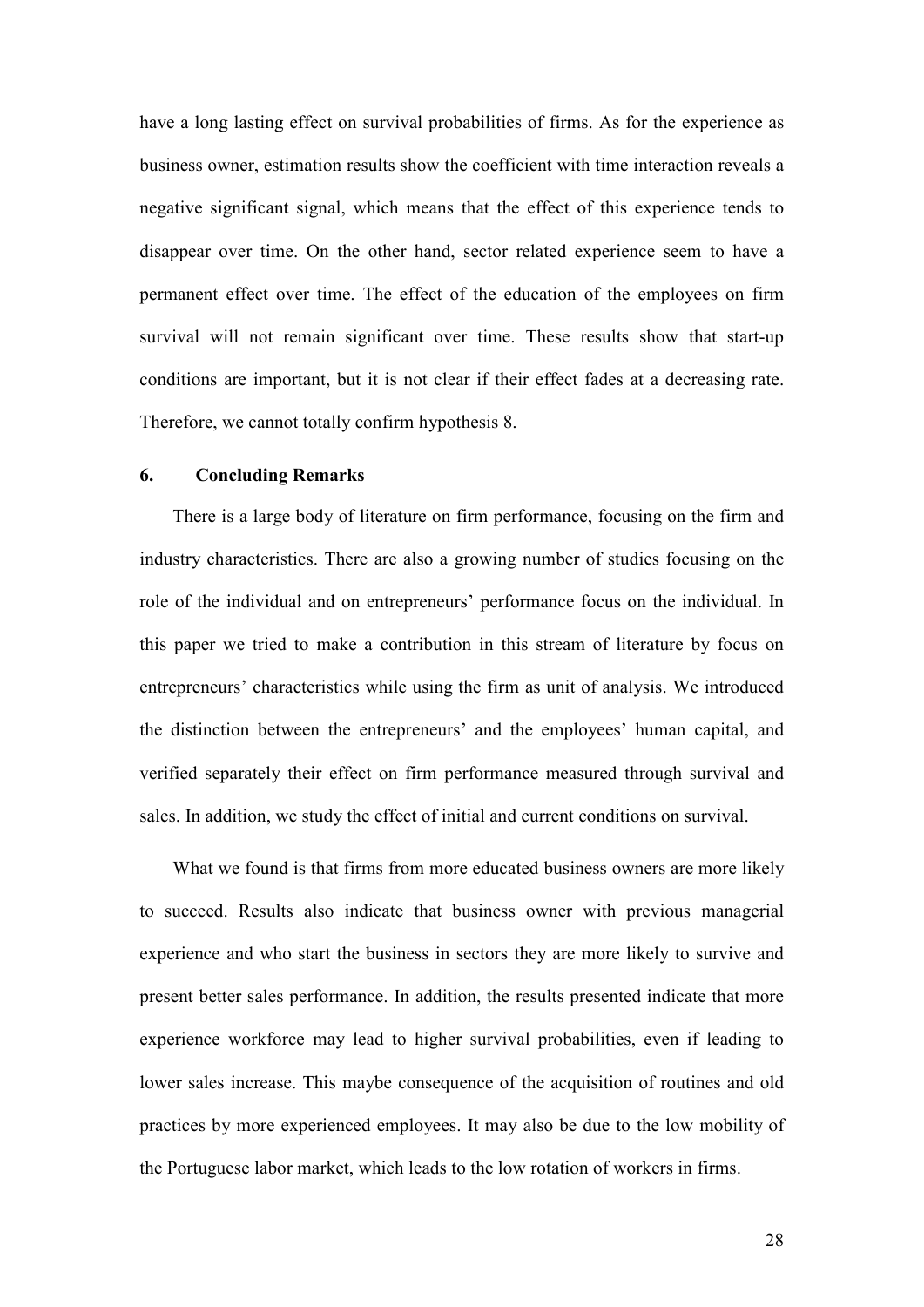have a long lasting effect on survival probabilities of firms. As for the experience as business owner, estimation results show the coefficient with time interaction reveals a negative significant signal, which means that the effect of this experience tends to disappear over time. On the other hand, sector related experience seem to have a permanent effect over time. The effect of the education of the employees on firm survival will not remain significant over time. These results show that start-up conditions are important, but it is not clear if their effect fades at a decreasing rate. Therefore, we cannot totally confirm hypothesis 8.

## 6. Concluding Remarks

There is a large body of literature on firm performance, focusing on the firm and industry characteristics. There are also a growing number of studies focusing on the role of the individual and on entrepreneurs' performance focus on the individual. In this paper we tried to make a contribution in this stream of literature by focus on entrepreneurs' characteristics while using the firm as unit of analysis. We introduced the distinction between the entrepreneurs' and the employees' human capital, and verified separately their effect on firm performance measured through survival and sales. In addition, we study the effect of initial and current conditions on survival.

What we found is that firms from more educated business owners are more likely to succeed. Results also indicate that business owner with previous managerial experience and who start the business in sectors they are more likely to survive and present better sales performance. In addition, the results presented indicate that more experience workforce may lead to higher survival probabilities, even if leading to lower sales increase. This maybe consequence of the acquisition of routines and old practices by more experienced employees. It may also be due to the low mobility of the Portuguese labor market, which leads to the low rotation of workers in firms.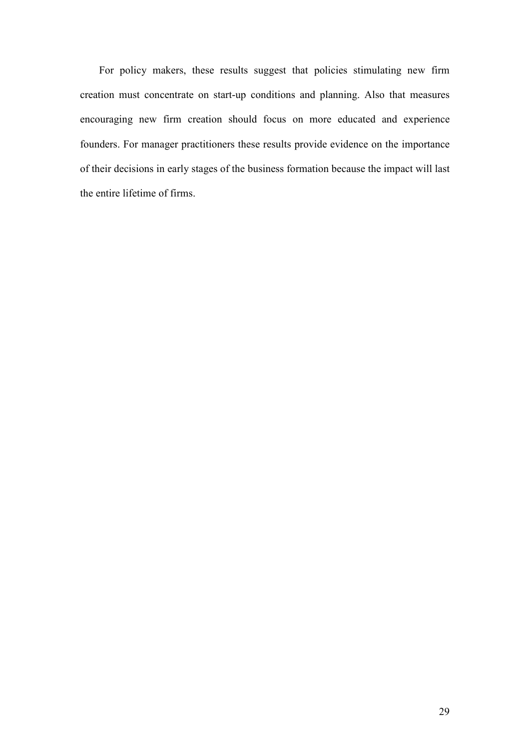For policy makers, these results suggest that policies stimulating new firm creation must concentrate on start-up conditions and planning. Also that measures encouraging new firm creation should focus on more educated and experience founders. For manager practitioners these results provide evidence on the importance of their decisions in early stages of the business formation because the impact will last the entire lifetime of firms.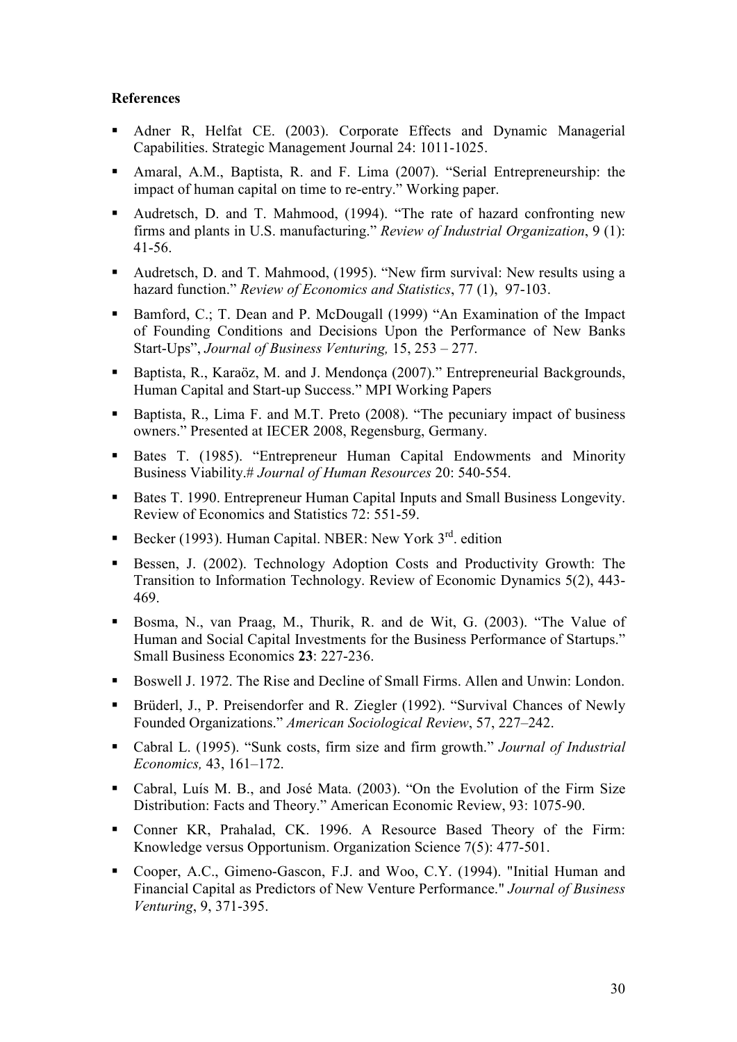**References**

- Adner R, Helfat CE. (2003). Corporate Effects and Dynamic Managerial Capabilities. Strategic Management Journal 24: 1011-1025.
- Amaral, A.M., Baptista, R. and F. Lima (2007). "Serial Entrepreneurship: the impact of human capital on time to re-entry." Working paper.
- Audretsch, D. and T. Mahmood, (1994). "The rate of hazard confronting new firms and plants in U.S. manufacturing." *Review of Industrial Organization*, 9 (1): 41-56.
- Audretsch, D. and T. Mahmood, (1995). "New firm survival: New results using a hazard function." *Review of Economics and Statistics*, 77 (1), 97-103.
- Bamford, C.; T. Dean and P. McDougall (1999) "An Examination of the Impact of Founding Conditions and Decisions Upon the Performance of New Banks Start-Ups", *Journal of Business Venturing,* 15, 253 – 277.
- Baptista, R., Karaöz, M. and J. Mendonça (2007)." Entrepreneurial Backgrounds, Human Capital and Start-up Success." MPI Working Papers
- Baptista, R., Lima F. and M.T. Preto (2008). "The pecuniary impact of business owners." Presented at IECER 2008, Regensburg, Germany.
- Bates T. (1985). "Entrepreneur Human Capital Endowments and Minority Business Viability.# *Journal of Human Resources* 20: 540-554.
- Bates T. 1990. Entrepreneur Human Capital Inputs and Small Business Longevity. Review of Economics and Statistics 72: 551-59.
- Becker (1993). Human Capital. NBER: New York 3rd. edition
- Bessen, J. (2002). Technology Adoption Costs and Productivity Growth: The Transition to Information Technology. Review of Economic Dynamics 5(2), 443-469.
- Bosma, N., van Praag, M., Thurik, R. and de Wit, G. (2003). "The Value of Human and Social Capital Investments for the Business Performance of Startups." Small Business Economics **23**: 227-236.
- Boswell J. 1972. The Rise and Decline of Small Firms. Allen and Unwin: London.
- Brüderl, J., P. Preisendorfer and R. Ziegler (1992). "Survival Chances of Newly Founded Organizations." *American Sociological Review*, 57, 227–242.
- Cabral L. (1995). "Sunk costs, firm size and firm growth." *Journal of Industrial Economics,* 43, 161–172.
- Cabral, Luís M. B., and José Mata. (2003). "On the Evolution of the Firm Size Distribution: Facts and Theory." American Economic Review, 93: 1075-90.
- Conner KR, Prahalad, CK. 1996. A Resource Based Theory of the Firm: Knowledge versus Opportunism. Organization Science 7(5): 477-501.
- Cooper, A.C., Gimeno-Gascon, F.J. and Woo, C.Y. (1994). "Initial Human and Financial Capital as Predictors of New Venture Performance." *Journal of Business Venturing*, 9, 371-395.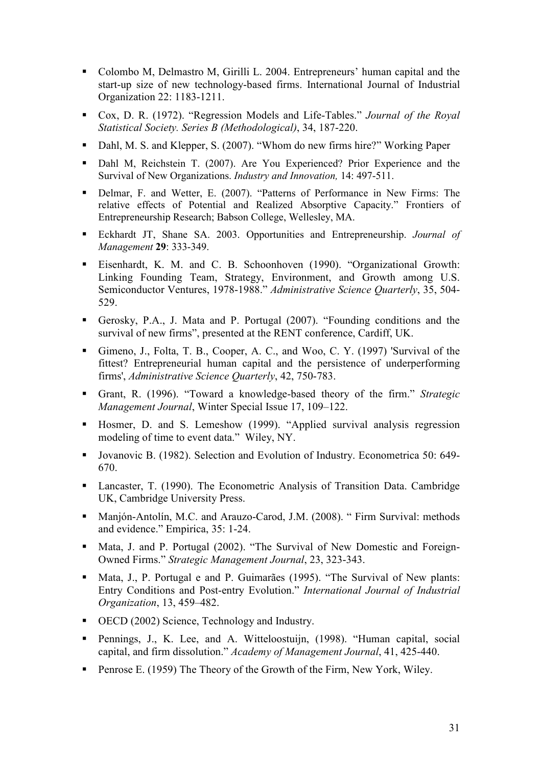- Colombo M, Delmastro M, Girilli L. 2004. Entrepreneurs' human capital and the start-up size of new technology-based firms. International Journal of Industrial Organization 22: 1183-1211.
- Cox, D. R. (1972). "Regression Models and Life-Tables." *Journal of the Royal Statistical Society. Series B (Methodological)*, 34, 187-220.
- Dahl, M. S. and Klepper, S. (2007). "Whom do new firms hire?" Working Paper
- Dahl M, Reichstein T. (2007). Are You Experienced? Prior Experience and the Survival of New Organizations. *Industry and Innovation,* 14: 497-511.
- Delmar, F. and Wetter, E. (2007). "Patterns of Performance in New Firms: The relative effects of Potential and Realized Absorptive Capacity." Frontiers of Entrepreneurship Research; Babson College, Wellesley, MA.
- Eckhardt JT, Shane SA. 2003. Opportunities and Entrepreneurship. *Journal of Management* **29**: 333-349.
- Eisenhardt, K. M. and C. B. Schoonhoven (1990). "Organizational Growth: Linking Founding Team, Strategy, Environment, and Growth among U.S. Semiconductor Ventures, 1978-1988." *Administrative Science Quarterly*, 35, 504-529.
- Gerosky, P.A., J. Mata and P. Portugal (2007). "Founding conditions and the survival of new firms", presented at the RENT conference, Cardiff, UK.
- Gimeno, J., Folta, T. B., Cooper, A. C., and Woo, C. Y. (1997) 'Survival of the fittest? Entrepreneurial human capital and the persistence of underperforming firms', *Administrative Science Quarterly*, 42, 750-783.
- Grant, R. (1996). "Toward a knowledge-based theory of the firm." *Strategic Management Journal*, Winter Special Issue 17, 109–122.
- Hosmer, D. and S. Lemeshow (1999). "Applied survival analysis regression modeling of time to event data." Wiley, NY.
- Jovanovic B. (1982). Selection and Evolution of Industry. Econometrica 50: 649-670.
- Lancaster, T. (1990). The Econometric Analysis of Transition Data. Cambridge UK, Cambridge University Press.
- Manjón-Antolín, M.C. and Arauzo-Carod, J.M. (2008). " Firm Survival: methods and evidence." Empirica, 35: 1-24.
- Mata, J. and P. Portugal (2002). "The Survival of New Domestic and Foreign-Owned Firms." *Strategic Management Journal*, 23, 323-343.
- Mata, J., P. Portugal e and P. Guimarães (1995). "The Survival of New plants: Entry Conditions and Post-entry Evolution." *International Journal of Industrial Organization*, 13, 459–482.
- OECD (2002) Science, Technology and Industry.
- Pennings, J., K. Lee, and A. Witteloostuijn, (1998). "Human capital, social capital, and firm dissolution." *Academy of Management Journal*, 41, 425-440.
- Penrose E. (1959) The Theory of the Growth of the Firm, New York, Wiley.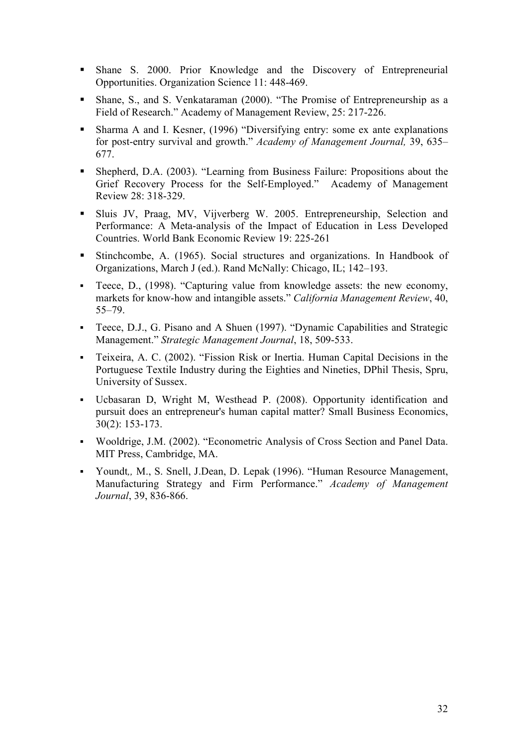- Shane S. 2000. Prior Knowledge and the Discovery of Entrepreneurial Opportunities. Organization Science 11: 448-469.
- Shane, S., and S. Venkataraman (2000). "The Promise of Entrepreneurship as a Field of Research." Academy of Management Review, 25: 217-226.
- Sharma A and I. Kesner, (1996) "Diversifying entry: some ex ante explanations for post-entry survival and growth." *Academy of Management Journal,* 39, 635–677.
- Shepherd, D.A. (2003). "Learning from Business Failure: Propositions about the Grief Recovery Process for the Self-Employed." Academy of Management Review 28: 318-329.
- Sluis JV, Praag, MV, Vijverberg W. 2005. Entrepreneurship, Selection and Performance: A Meta-analysis of the Impact of Education in Less Developed Countries. World Bank Economic Review 19: 225-261
- Stinchcombe, A. (1965). Social structures and organizations. In Handbook of Organizations, March J (ed.). Rand McNally: Chicago, IL; 142–193.
- Teece, D., (1998). "Capturing value from knowledge assets: the new economy, markets for know-how and intangible assets." *California Management Review*, 40, 55–79.
- Teece, D.J., G. Pisano and A Shuen (1997). "Dynamic Capabilities and Strategic Management." *Strategic Management Journal*, 18, 509-533.
- Teixeira, A. C. (2002). "Fission Risk or Inertia. Human Capital Decisions in the Portuguese Textile Industry during the Eighties and Nineties, DPhil Thesis, Spru, University of Sussex.
- Ucbasaran D, Wright M, Westhead P. (2008). Opportunity identification and pursuit does an entrepreneur's human capital matter? Small Business Economics, 30(2): 153-173.
- Wooldrige, J.M. (2002). "Econometric Analysis of Cross Section and Panel Data. MIT Press, Cambridge, MA.
- Youndt*,*, M., S. Snell, J.Dean, D. Lepak (1996). "Human Resource Management, Manufacturing Strategy and Firm Performance." *Academy of Management Journal*, 39, 836-866.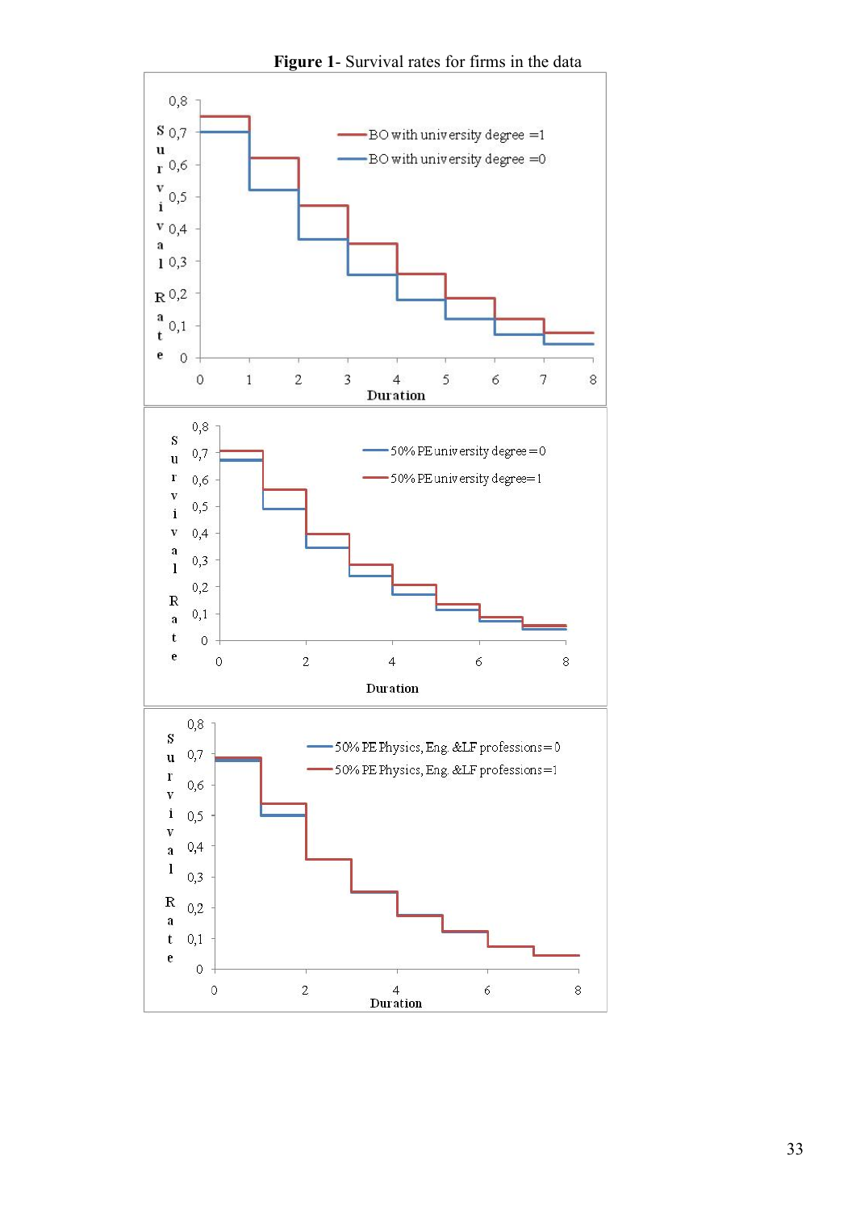**Figure 1**- Survival rates for firms in the data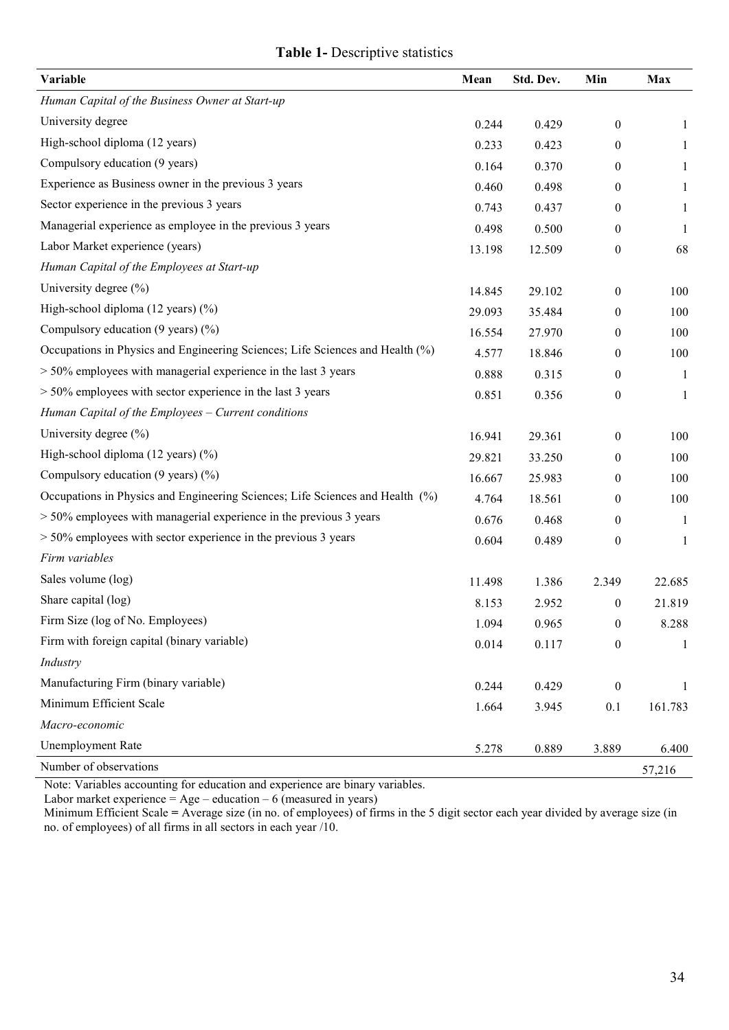**Table 1-** Descriptive statistics

| Variable | Mean | Std. Dev. | Min | Max |
|---|---|---|---|---|
| *Human Capital of the Business Owner at Start-up* | | | | |
| University degree | 0.244 | 0.429 | 0 | 1 |
| High-school diploma (12 years) | 0.233 | 0.423 | 0 | 1 |
| Compulsory education (9 years) | 0.164 | 0.370 | 0 | 1 |
| Experience as Business owner in the previous 3 years | 0.460 | 0.498 | 0 | 1 |
| Sector experience in the previous 3 years | 0.743 | 0.437 | 0 | 1 |
| Managerial experience as employee in the previous 3 years | 0.498 | 0.500 | 0 | 1 |
| Labor Market experience (years) | 13.198 | 12.509 | 0 | 68 |
| *Human Capital of the Employees at Start-up* | | | | |
| University degree (%) | 14.845 | 29.102 | 0 | 100 |
| High-school diploma (12 years) (%) | 29.093 | 35.484 | 0 | 100 |
| Compulsory education (9 years) (%) | 16.554 | 27.970 | 0 | 100 |
| Occupations in Physics and Engineering Sciences; Life Sciences and Health (%) | 4.577 | 18.846 | 0 | 100 |
| > 50% employees with managerial experience in the last 3 years | 0.888 | 0.315 | 0 | 1 |
| > 50% employees with sector experience in the last 3 years | 0.851 | 0.356 | 0 | 1 |
| *Human Capital of the Employees – Current conditions* | | | | |
| University degree (%) | 16.941 | 29.361 | 0 | 100 |
| High-school diploma (12 years) (%) | 29.821 | 33.250 | 0 | 100 |
| Compulsory education (9 years) (%) | 16.667 | 25.983 | 0 | 100 |
| Occupations in Physics and Engineering Sciences; Life Sciences and Health (%) | 4.764 | 18.561 | 0 | 100 |
| > 50% employees with managerial experience in the previous 3 years | 0.676 | 0.468 | 0 | 1 |
| > 50% employees with sector experience in the previous 3 years | 0.604 | 0.489 | 0 | 1 |
| *Firm variables* | | | | |
| Sales volume (log) | 11.498 | 1.386 | 2.349 | 22.685 |
| Share capital (log) | 8.153 | 2.952 | 0 | 21.819 |
| Firm Size (log of No. Employees) | 1.094 | 0.965 | 0 | 8.288 |
| Firm with foreign capital (binary variable) | 0.014 | 0.117 | 0 | 1 |
| *Industry* | | | | |
| Manufacturing Firm (binary variable) | 0.244 | 0.429 | 0 | 1 |
| Minimum Efficient Scale | 1.664 | 3.945 | 0.1 | 161.783 |
| *Macro-economic* | | | | |
| Unemployment Rate | 5.278 | 0.889 | 3.889 | 6.400 |
| Number of observations | | | | 57,216 |

Note: Variables accounting for education and experience are binary variables.
Labor market experience = Age – education – 6 (measured in years)
Minimum Efficient Scale = Average size (in no. of employees) of firms in the 5 digit sector each year divided by average size (in no. of employees) of all firms in all sectors in each year /10.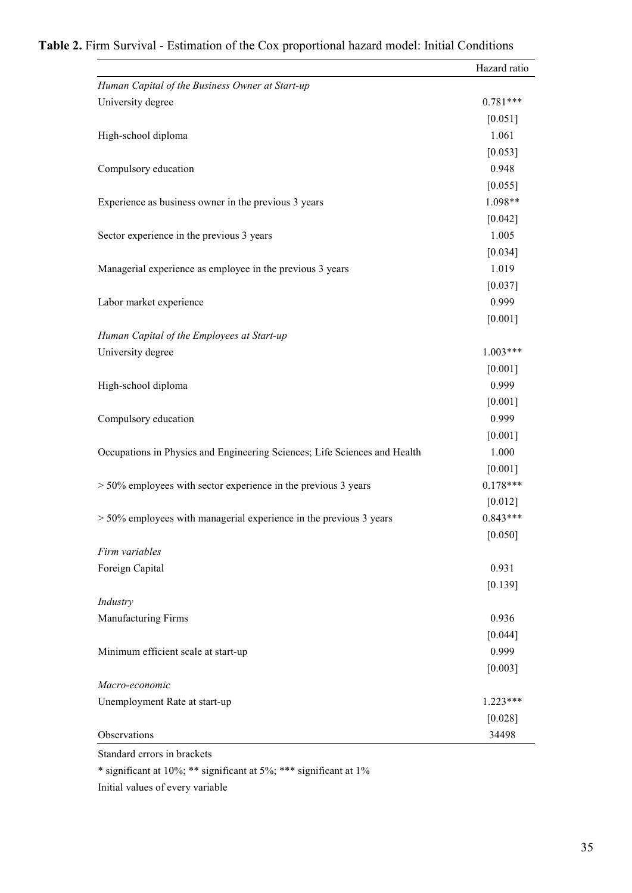**Table 2.** Firm Survival - Estimation of the Cox proportional hazard model: Initial Conditions

| | Hazard ratio |
|---|---|
| *Human Capital of the Business Owner at Start-up* | |
| University degree | 0.781*** |
| | [0.051] |
| High-school diploma | 1.061 |
| | [0.053] |
| Compulsory education | 0.948 |
| | [0.055] |
| Experience as business owner in the previous 3 years | 1.098** |
| | [0.042] |
| Sector experience in the previous 3 years | 1.005 |
| | [0.034] |
| Managerial experience as employee in the previous 3 years | 1.019 |
| | [0.037] |
| Labor market experience | 0.999 |
| | [0.001] |
| *Human Capital of the Employees at Start-up* | |
| University degree | 1.003*** |
| | [0.001] |
| High-school diploma | 0.999 |
| | [0.001] |
| Compulsory education | 0.999 |
| | [0.001] |
| Occupations in Physics and Engineering Sciences; Life Sciences and Health | 1.000 |
| | [0.001] |
| > 50% employees with sector experience in the previous 3 years | 0.178*** |
| | [0.012] |
| > 50% employees with managerial experience in the previous 3 years | 0.843*** |
| | [0.050] |
| *Firm variables* | |
| Foreign Capital | 0.931 |
| | [0.139] |
| *Industry* | |
| Manufacturing Firms | 0.936 |
| | [0.044] |
| Minimum efficient scale at start-up | 0.999 |
| | [0.003] |
| *Macro-economic* | |
| Unemployment Rate at start-up | 1.223*** |
| | [0.028] |
| Observations | 34498 |

Standard errors in brackets

* significant at 10%; ** significant at 5%; *** significant at 1%

Initial values of every variable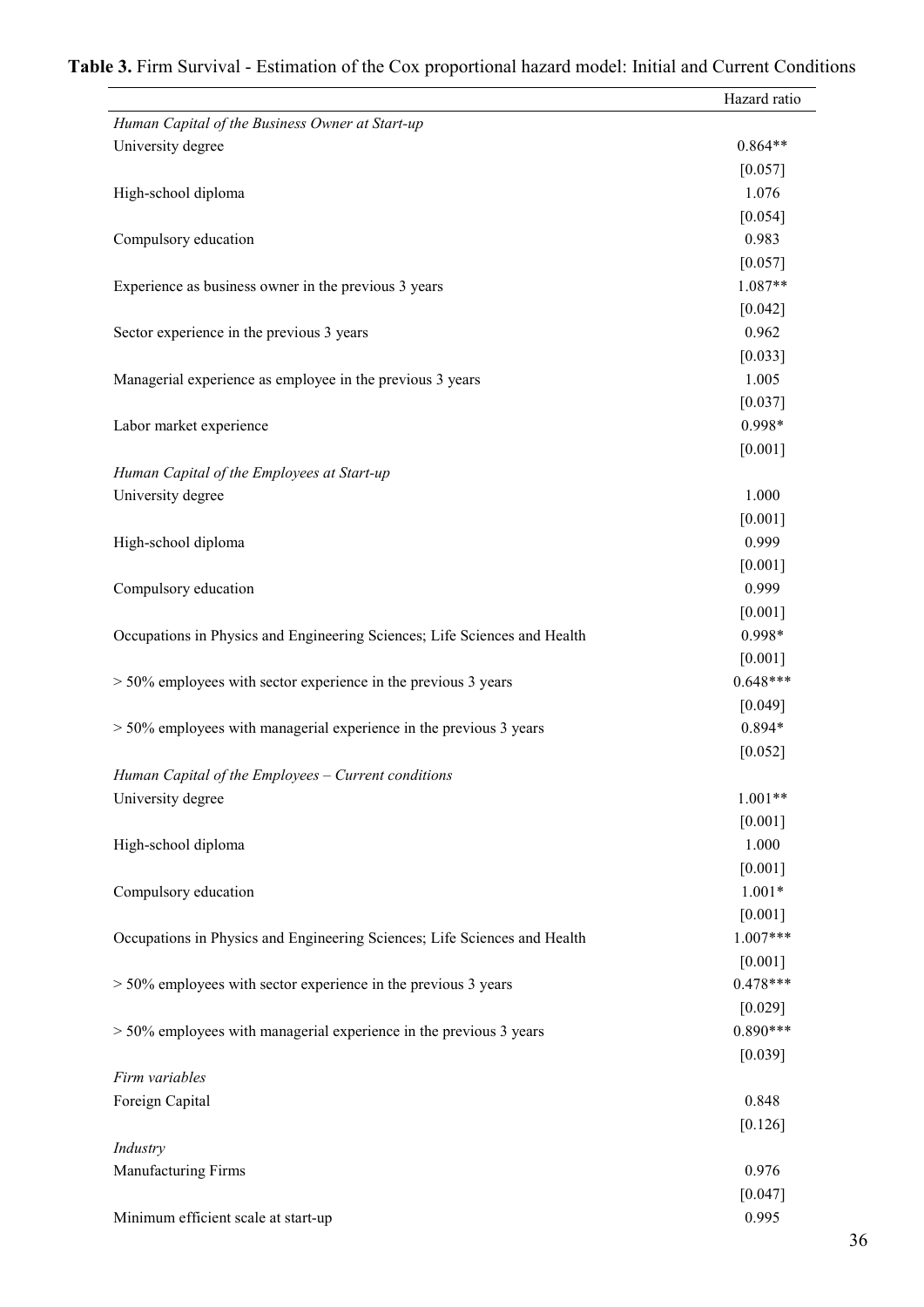**Table 3.** Firm Survival - Estimation of the Cox proportional hazard model: Initial and Current Conditions

| | Hazard ratio |
|---|---|
| *Human Capital of the Business Owner at Start-up* | |
| University degree | 0.864** |
| | [0.057] |
| High-school diploma | 1.076 |
| | [0.054] |
| Compulsory education | 0.983 |
| | [0.057] |
| Experience as business owner in the previous 3 years | 1.087** |
| | [0.042] |
| Sector experience in the previous 3 years | 0.962 |
| | [0.033] |
| Managerial experience as employee in the previous 3 years | 1.005 |
| | [0.037] |
| Labor market experience | 0.998* |
| | [0.001] |
| *Human Capital of the Employees at Start-up* | |
| University degree | 1.000 |
| | [0.001] |
| High-school diploma | 0.999 |
| | [0.001] |
| Compulsory education | 0.999 |
| | [0.001] |
| Occupations in Physics and Engineering Sciences; Life Sciences and Health | 0.998* |
| | [0.001] |
| > 50% employees with sector experience in the previous 3 years | 0.648*** |
| | [0.049] |
| > 50% employees with managerial experience in the previous 3 years | 0.894* |
| | [0.052] |
| *Human Capital of the Employees – Current conditions* | |
| University degree | 1.001** |
| | [0.001] |
| High-school diploma | 1.000 |
| | [0.001] |
| Compulsory education | 1.001* |
| | [0.001] |
| Occupations in Physics and Engineering Sciences; Life Sciences and Health | 1.007*** |
| | [0.001] |
| > 50% employees with sector experience in the previous 3 years | 0.478*** |
| | [0.029] |
| > 50% employees with managerial experience in the previous 3 years | 0.890*** |
| | [0.039] |
| *Firm variables* | |
| Foreign Capital | 0.848 |
| | [0.126] |
| *Industry* | |
| Manufacturing Firms | 0.976 |
| | [0.047] |
| Minimum efficient scale at start-up | 0.995 |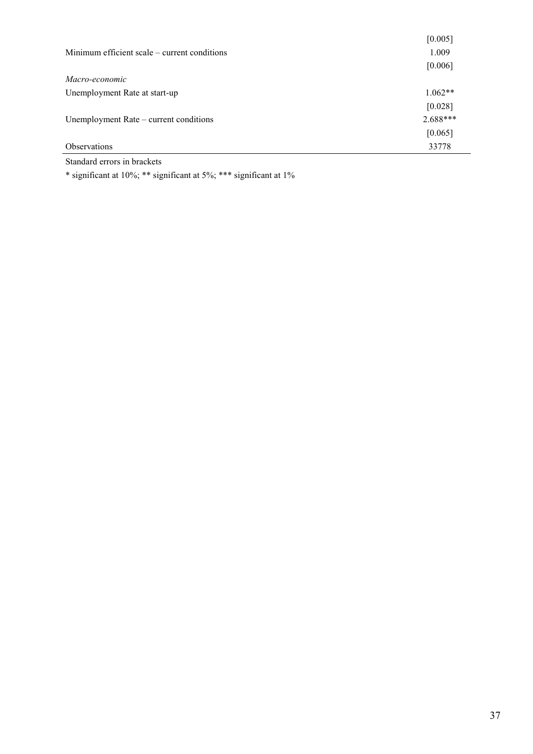| | |
|---|---|
| | [0.005] |
| Minimum efficient scale – current conditions | 1.009 |
| | [0.006] |
| *Macro-economic* | |
| Unemployment Rate at start-up | 1.062** |
| | [0.028] |
| Unemployment Rate – current conditions | 2.688*** |
| | [0.065] |
| Observations | 33778 |

Standard errors in brackets

* significant at 10%; ** significant at 5%; *** significant at 1%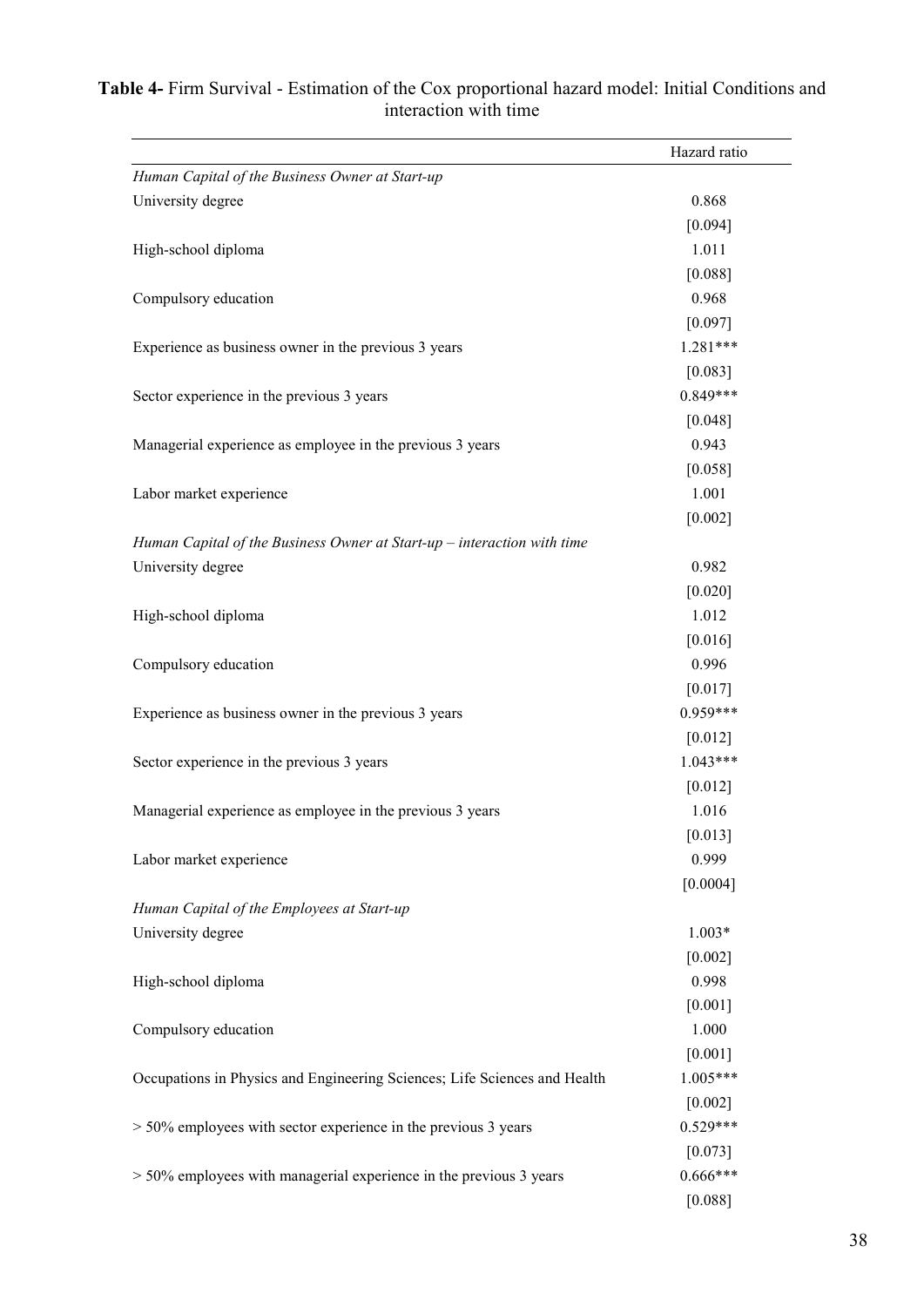**Table 4-** Firm Survival - Estimation of the Cox proportional hazard model: Initial Conditions and interaction with time

| | Hazard ratio |
|---|---|
| *Human Capital of the Business Owner at Start-up* | |
| University degree | 0.868 |
| | [0.094] |
| High-school diploma | 1.011 |
| | [0.088] |
| Compulsory education | 0.968 |
| | [0.097] |
| Experience as business owner in the previous 3 years | 1.281*** |
| | [0.083] |
| Sector experience in the previous 3 years | 0.849*** |
| | [0.048] |
| Managerial experience as employee in the previous 3 years | 0.943 |
| | [0.058] |
| Labor market experience | 1.001 |
| | [0.002] |
| *Human Capital of the Business Owner at Start-up – interaction with time* | |
| University degree | 0.982 |
| | [0.020] |
| High-school diploma | 1.012 |
| | [0.016] |
| Compulsory education | 0.996 |
| | [0.017] |
| Experience as business owner in the previous 3 years | 0.959*** |
| | [0.012] |
| Sector experience in the previous 3 years | 1.043*** |
| | [0.012] |
| Managerial experience as employee in the previous 3 years | 1.016 |
| | [0.013] |
| Labor market experience | 0.999 |
| | [0.0004] |
| *Human Capital of the Employees at Start-up* | |
| University degree | 1.003* |
| | [0.002] |
| High-school diploma | 0.998 |
| | [0.001] |
| Compulsory education | 1.000 |
| | [0.001] |
| Occupations in Physics and Engineering Sciences; Life Sciences and Health | 1.005*** |
| | [0.002] |
| > 50% employees with sector experience in the previous 3 years | 0.529*** |
| | [0.073] |
| > 50% employees with managerial experience in the previous 3 years | 0.666*** |
| | [0.088] |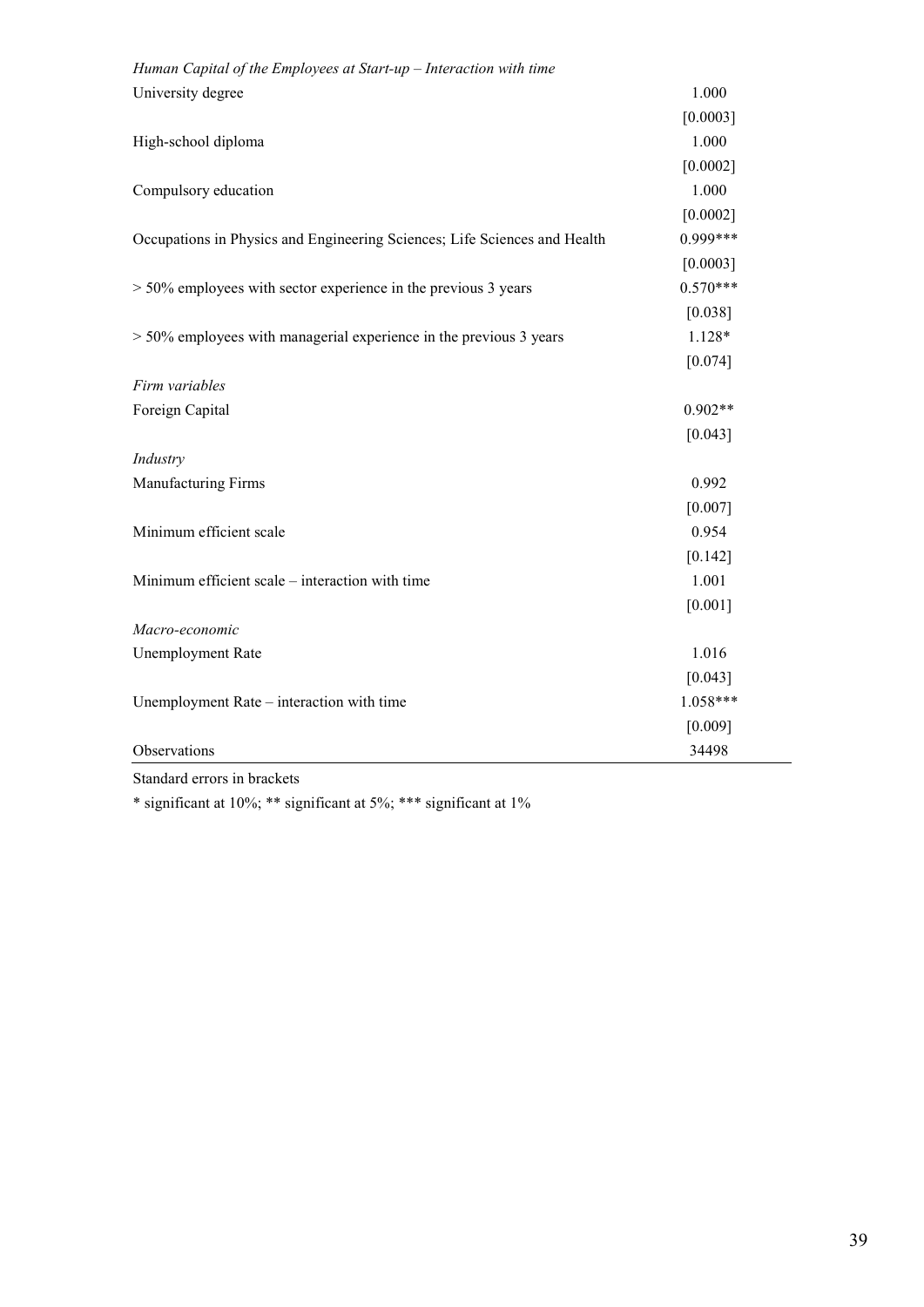| | |
|---|---|
| *Human Capital of the Employees at Start-up – Interaction with time* | |
| University degree | 1.000 |
| | [0.0003] |
| High-school diploma | 1.000 |
| | [0.0002] |
| Compulsory education | 1.000 |
| | [0.0002] |
| Occupations in Physics and Engineering Sciences; Life Sciences and Health | 0.999*** |
| | [0.0003] |
| > 50% employees with sector experience in the previous 3 years | 0.570*** |
| | [0.038] |
| > 50% employees with managerial experience in the previous 3 years | 1.128* |
| | [0.074] |
| *Firm variables* | |
| Foreign Capital | 0.902** |
| | [0.043] |
| *Industry* | |
| Manufacturing Firms | 0.992 |
| | [0.007] |
| Minimum efficient scale | 0.954 |
| | [0.142] |
| Minimum efficient scale – interaction with time | 1.001 |
| | [0.001] |
| *Macro-economic* | |
| Unemployment Rate | 1.016 |
| | [0.043] |
| Unemployment Rate – interaction with time | 1.058*** |
| | [0.009] |
| Observations | 34498 |

Standard errors in brackets

* significant at 10%; ** significant at 5%; *** significant at 1%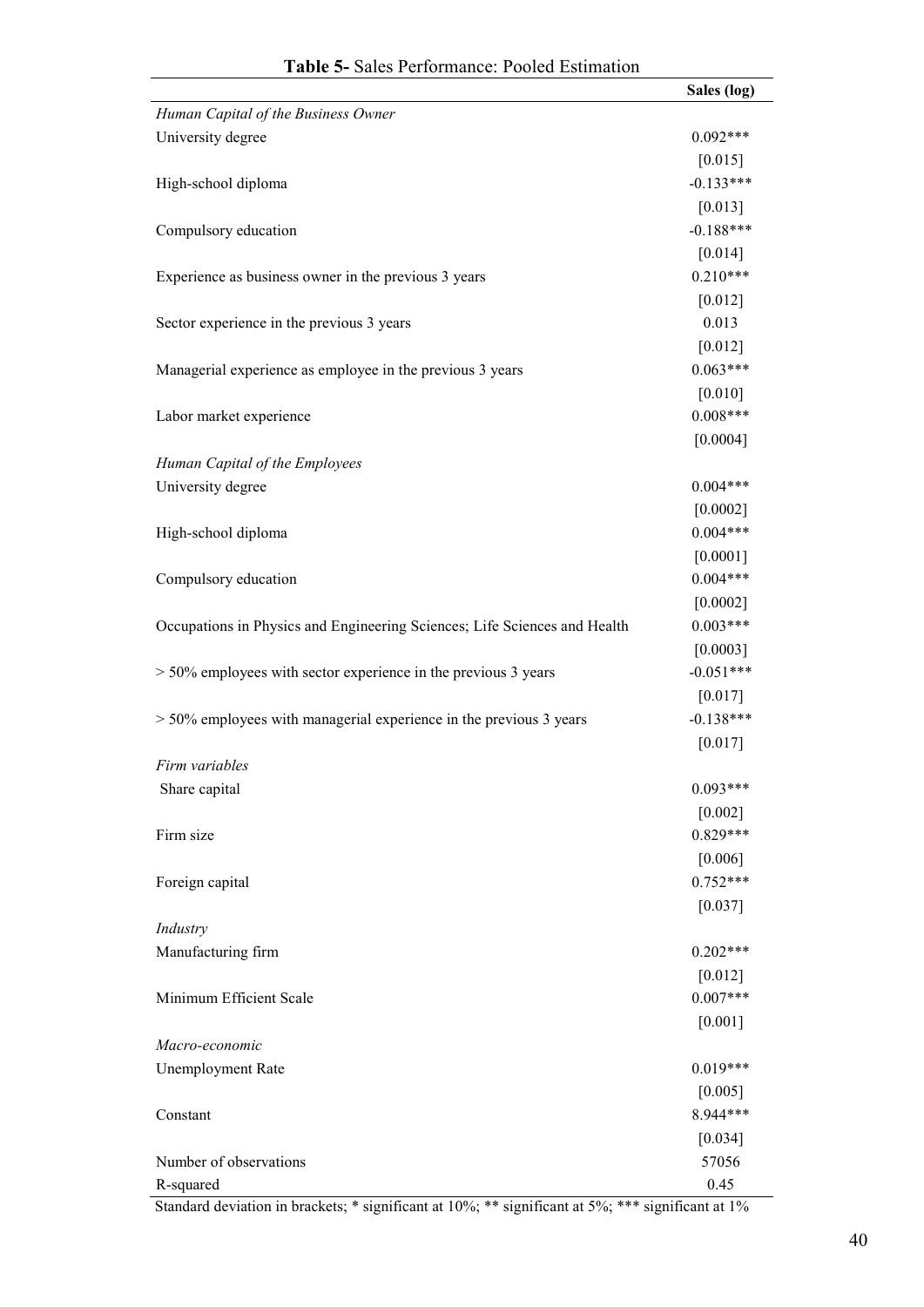**Table 5-** Sales Performance: Pooled Estimation

| | Sales (log) |
|---|---|
| *Human Capital of the Business Owner* | |
| University degree | 0.092*** |
| | [0.015] |
| High-school diploma | -0.133*** |
| | [0.013] |
| Compulsory education | -0.188*** |
| | [0.014] |
| Experience as business owner in the previous 3 years | 0.210*** |
| | [0.012] |
| Sector experience in the previous 3 years | 0.013 |
| | [0.012] |
| Managerial experience as employee in the previous 3 years | 0.063*** |
| | [0.010] |
| Labor market experience | 0.008*** |
| | [0.0004] |
| *Human Capital of the Employees* | |
| University degree | 0.004*** |
| | [0.0002] |
| High-school diploma | 0.004*** |
| | [0.0001] |
| Compulsory education | 0.004*** |
| | [0.0002] |
| Occupations in Physics and Engineering Sciences; Life Sciences and Health | 0.003*** |
| | [0.0003] |
| > 50% employees with sector experience in the previous 3 years | -0.051*** |
| | [0.017] |
| > 50% employees with managerial experience in the previous 3 years | -0.138*** |
| | [0.017] |
| *Firm variables* | |
| Share capital | 0.093*** |
| | [0.002] |
| Firm size | 0.829*** |
| | [0.006] |
| Foreign capital | 0.752*** |
| | [0.037] |
| *Industry* | |
| Manufacturing firm | 0.202*** |
| | [0.012] |
| Minimum Efficient Scale | 0.007*** |
| | [0.001] |
| *Macro-economic* | |
| Unemployment Rate | 0.019*** |
| | [0.005] |
| Constant | 8.944*** |
| | [0.034] |
| Number of observations | 57056 |
| R-squared | 0.45 |

Standard deviation in brackets; * significant at 10%; ** significant at 5%; *** significant at 1%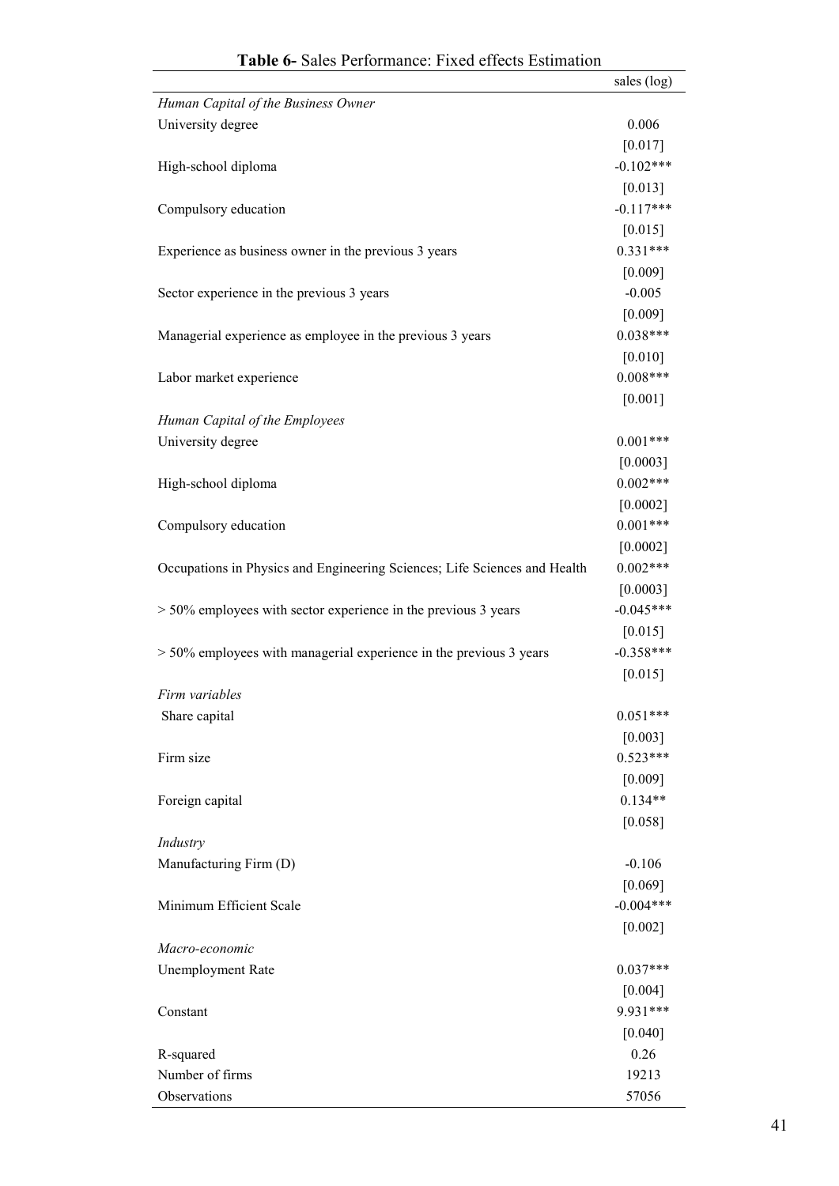**Table 6-** Sales Performance: Fixed effects Estimation

| | sales (log) |
|---|---|
| *Human Capital of the Business Owner* | |
| University degree | 0.006 |
| | [0.017] |
| High-school diploma | -0.102*** |
| | [0.013] |
| Compulsory education | -0.117*** |
| | [0.015] |
| Experience as business owner in the previous 3 years | 0.331*** |
| | [0.009] |
| Sector experience in the previous 3 years | -0.005 |
| | [0.009] |
| Managerial experience as employee in the previous 3 years | 0.038*** |
| | [0.010] |
| Labor market experience | 0.008*** |
| | [0.001] |
| *Human Capital of the Employees* | |
| University degree | 0.001*** |
| | [0.0003] |
| High-school diploma | 0.002*** |
| | [0.0002] |
| Compulsory education | 0.001*** |
| | [0.0002] |
| Occupations in Physics and Engineering Sciences; Life Sciences and Health | 0.002*** |
| | [0.0003] |
| > 50% employees with sector experience in the previous 3 years | -0.045*** |
| | [0.015] |
| > 50% employees with managerial experience in the previous 3 years | -0.358*** |
| | [0.015] |
| *Firm variables* | |
| Share capital | 0.051*** |
| | [0.003] |
| Firm size | 0.523*** |
| | [0.009] |
| Foreign capital | 0.134** |
| | [0.058] |
| *Industry* | |
| Manufacturing Firm (D) | -0.106 |
| | [0.069] |
| Minimum Efficient Scale | -0.004*** |
| | [0.002] |
| *Macro-economic* | |
| Unemployment Rate | 0.037*** |
| | [0.004] |
| Constant | 9.931*** |
| | [0.040] |
| R-squared | 0.26 |
| Number of firms | 19213 |
| Observations | 57056 |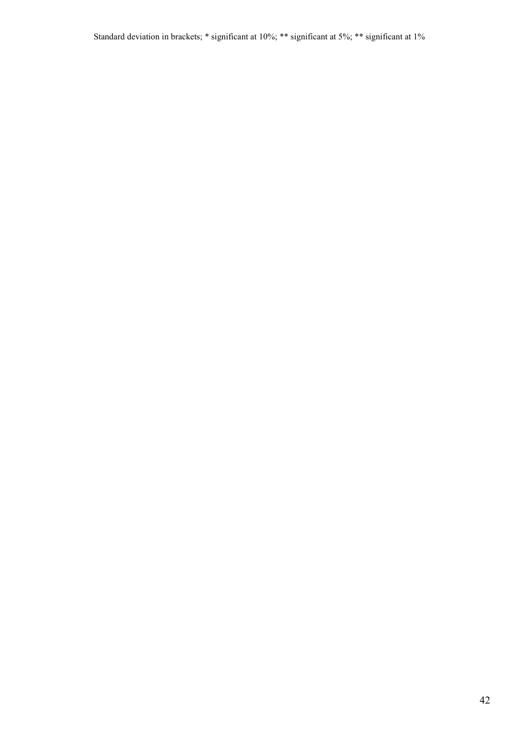Standard deviation in brackets; * significant at 10%; ** significant at 5%; ** significant at 1%